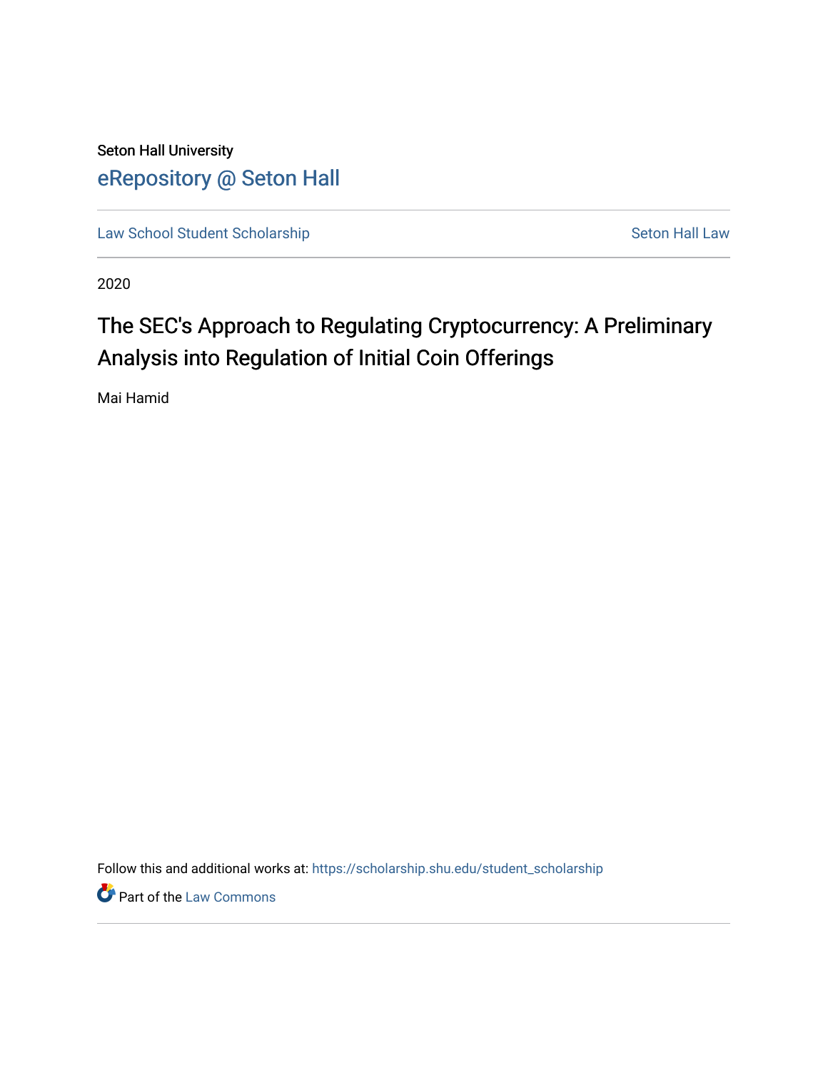Seton Hall University

eRepository @ Seton Hall

Law School Student Scholarship | Seton Hall Law

2020

# The SEC's Approach to Regulating Cryptocurrency: A Preliminary Analysis into Regulation of Initial Coin Offerings

Mai Hamid

Follow this and additional works at: https://scholarship.shu.edu/student_scholarship

Part of the Law Commons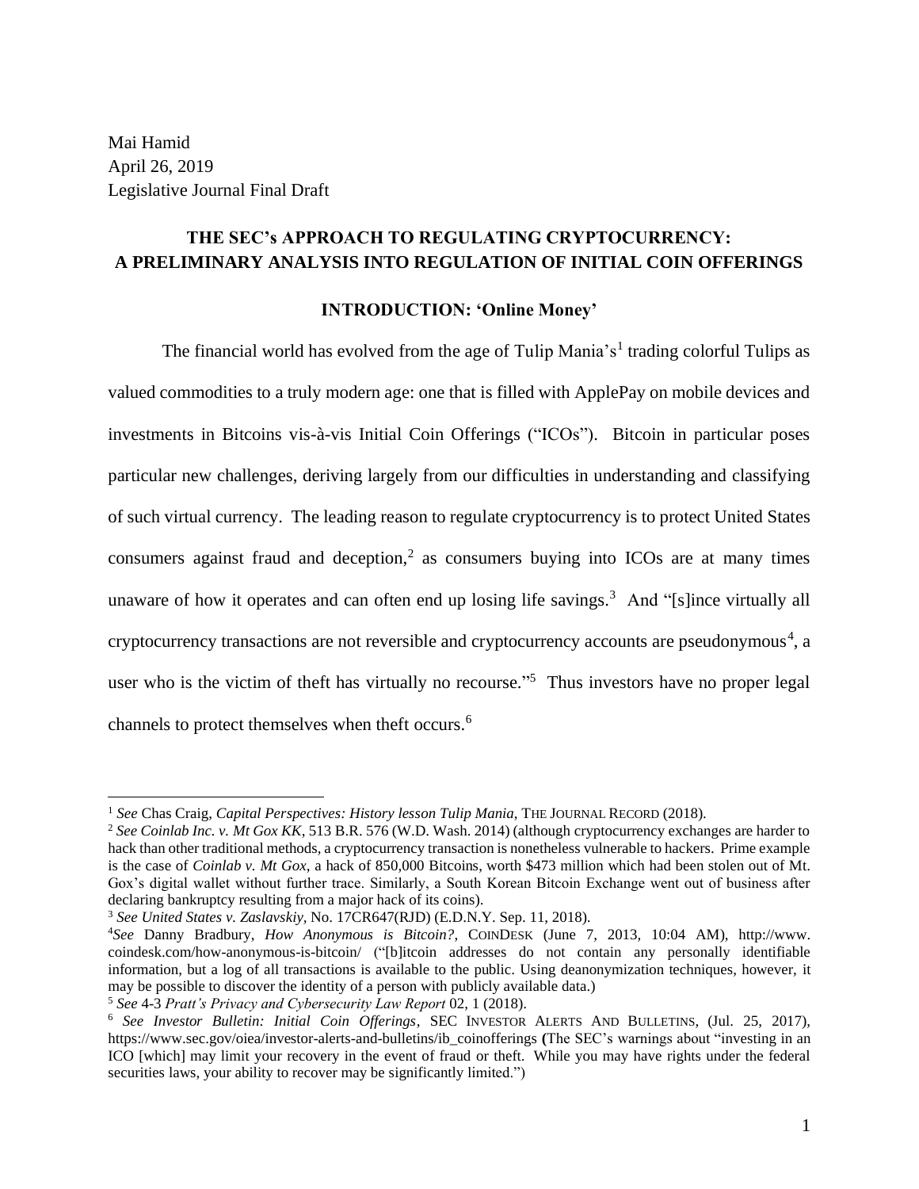Mai Hamid
April 26, 2019
Legislative Journal Final Draft

## THE SEC's APPROACH TO REGULATING CRYPTOCURRENCY: A PRELIMINARY ANALYSIS INTO REGULATION OF INITIAL COIN OFFERINGS

### INTRODUCTION: 'Online Money'

The financial world has evolved from the age of Tulip Mania's[1] trading colorful Tulips as valued commodities to a truly modern age: one that is filled with ApplePay on mobile devices and investments in Bitcoins vis-à-vis Initial Coin Offerings ("ICOs"). Bitcoin in particular poses particular new challenges, deriving largely from our difficulties in understanding and classifying of such virtual currency. The leading reason to regulate cryptocurrency is to protect United States consumers against fraud and deception,[2] as consumers buying into ICOs are at many times unaware of how it operates and can often end up losing life savings.[3] And "[s]ince virtually all cryptocurrency transactions are not reversible and cryptocurrency accounts are pseudonymous[4], a user who is the victim of theft has virtually no recourse."[5] Thus investors have no proper legal channels to protect themselves when theft occurs.[6]

---

[1] *See* Chas Craig, *Capital Perspectives: History lesson Tulip Mania*, THE JOURNAL RECORD (2018).

[2] *See Coinlab Inc. v. Mt Gox KK*, 513 B.R. 576 (W.D. Wash. 2014) (although cryptocurrency exchanges are harder to hack than other traditional methods, a cryptocurrency transaction is nonetheless vulnerable to hackers. Prime example is the case of *Coinlab v. Mt Gox*, a hack of 850,000 Bitcoins, worth $473 million which had been stolen out of Mt. Gox's digital wallet without further trace. Similarly, a South Korean Bitcoin Exchange went out of business after declaring bankruptcy resulting from a major hack of its coins).

[3] *See United States v. Zaslavskiy*, No. 17CR647(RJD) (E.D.N.Y. Sep. 11, 2018).

[4] *See* Danny Bradbury, *How Anonymous is Bitcoin?*, COINDESK (June 7, 2013, 10:04 AM), http://www.coindesk.com/how-anonymous-is-bitcoin/ ("[b]itcoin addresses do not contain any personally identifiable information, but a log of all transactions is available to the public. Using deanonymization techniques, however, it may be possible to discover the identity of a person with publicly available data.)

[5] *See* 4-3 *Pratt's Privacy and Cybersecurity Law Report* 02, 1 (2018).

[6] *See Investor Bulletin: Initial Coin Offerings*, SEC INVESTOR ALERTS AND BULLETINS, (Jul. 25, 2017), https://www.sec.gov/oiea/investor-alerts-and-bulletins/ib_coinofferings (The SEC's warnings about "investing in an ICO [which] may limit your recovery in the event of fraud or theft. While you may have rights under the federal securities laws, your ability to recover may be significantly limited.")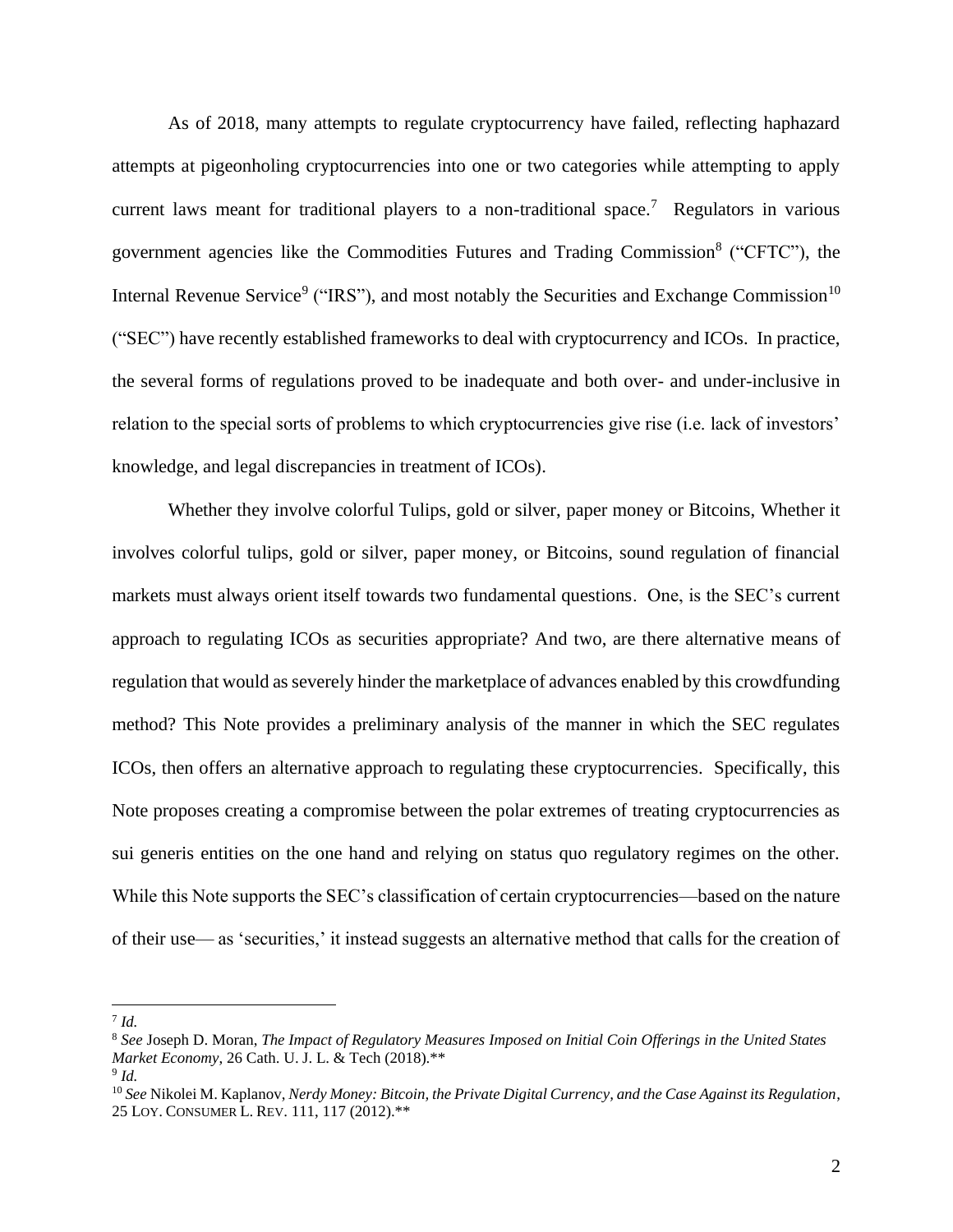As of 2018, many attempts to regulate cryptocurrency have failed, reflecting haphazard attempts at pigeonholing cryptocurrencies into one or two categories while attempting to apply current laws meant for traditional players to a non-traditional space.[7] Regulators in various government agencies like the Commodities Futures and Trading Commission[8] ("CFTC"), the Internal Revenue Service[9] ("IRS"), and most notably the Securities and Exchange Commission[10] ("SEC") have recently established frameworks to deal with cryptocurrency and ICOs. In practice, the several forms of regulations proved to be inadequate and both over- and under-inclusive in relation to the special sorts of problems to which cryptocurrencies give rise (i.e. lack of investors' knowledge, and legal discrepancies in treatment of ICOs).

Whether they involve colorful Tulips, gold or silver, paper money or Bitcoins, Whether it involves colorful tulips, gold or silver, paper money, or Bitcoins, sound regulation of financial markets must always orient itself towards two fundamental questions. One, is the SEC's current approach to regulating ICOs as securities appropriate? And two, are there alternative means of regulation that would as severely hinder the marketplace of advances enabled by this crowdfunding method? This Note provides a preliminary analysis of the manner in which the SEC regulates ICOs, then offers an alternative approach to regulating these cryptocurrencies. Specifically, this Note proposes creating a compromise between the polar extremes of treating cryptocurrencies as sui generis entities on the one hand and relying on status quo regulatory regimes on the other. While this Note supports the SEC's classification of certain cryptocurrencies—based on the nature of their use— as 'securities,' it instead suggests an alternative method that calls for the creation of

---

[7] *Id.*

[8] *See* Joseph D. Moran, *The Impact of Regulatory Measures Imposed on Initial Coin Offerings in the United States Market Economy*, 26 Cath. U. J. L. & Tech (2018).**

[9] *Id.*

[10] *See* Nikolei M. Kaplanov, *Nerdy Money: Bitcoin, the Private Digital Currency, and the Case Against its Regulation*, 25 LOY. CONSUMER L. REV. 111, 117 (2012).**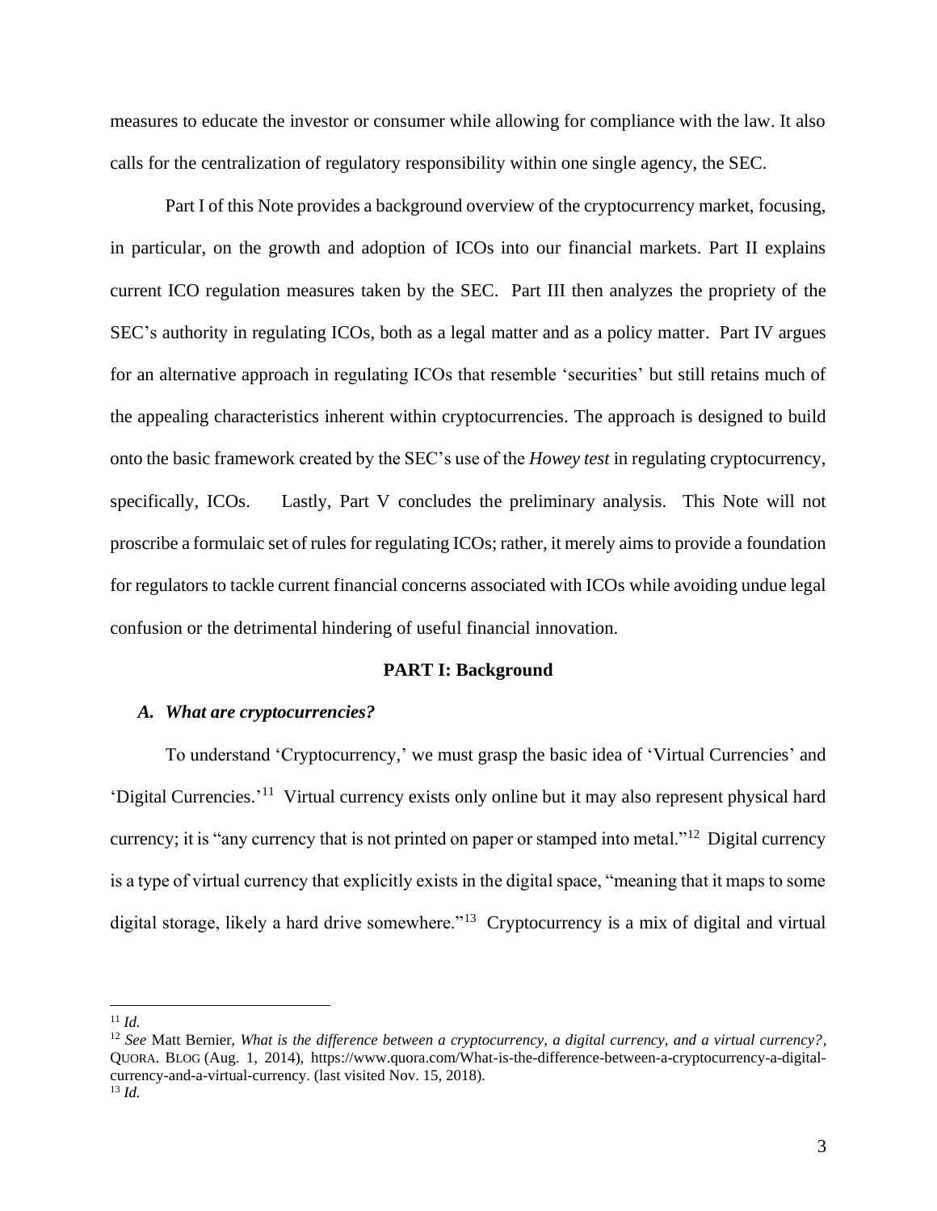measures to educate the investor or consumer while allowing for compliance with the law. It also calls for the centralization of regulatory responsibility within one single agency, the SEC.

Part I of this Note provides a background overview of the cryptocurrency market, focusing, in particular, on the growth and adoption of ICOs into our financial markets. Part II explains current ICO regulation measures taken by the SEC. Part III then analyzes the propriety of the SEC's authority in regulating ICOs, both as a legal matter and as a policy matter. Part IV argues for an alternative approach in regulating ICOs that resemble 'securities' but still retains much of the appealing characteristics inherent within cryptocurrencies. The approach is designed to build onto the basic framework created by the SEC's use of the *Howey test* in regulating cryptocurrency, specifically, ICOs. Lastly, Part V concludes the preliminary analysis. This Note will not proscribe a formulaic set of rules for regulating ICOs; rather, it merely aims to provide a foundation for regulators to tackle current financial concerns associated with ICOs while avoiding undue legal confusion or the detrimental hindering of useful financial innovation.

## PART I: Background

### *A. What are cryptocurrencies?*

To understand 'Cryptocurrency,' we must grasp the basic idea of 'Virtual Currencies' and 'Digital Currencies.'[11] Virtual currency exists only online but it may also represent physical hard currency; it is "any currency that is not printed on paper or stamped into metal."[12] Digital currency is a type of virtual currency that explicitly exists in the digital space, "meaning that it maps to some digital storage, likely a hard drive somewhere."[13] Cryptocurrency is a mix of digital and virtual

---

[11] *Id.*

[12] *See* Matt Bernier, *What is the difference between a cryptocurrency, a digital currency, and a virtual currency?*, QUORA. BLOG (Aug. 1, 2014), https://www.quora.com/What-is-the-difference-between-a-cryptocurrency-a-digital-currency-and-a-virtual-currency. (last visited Nov. 15, 2018).

[13] *Id.*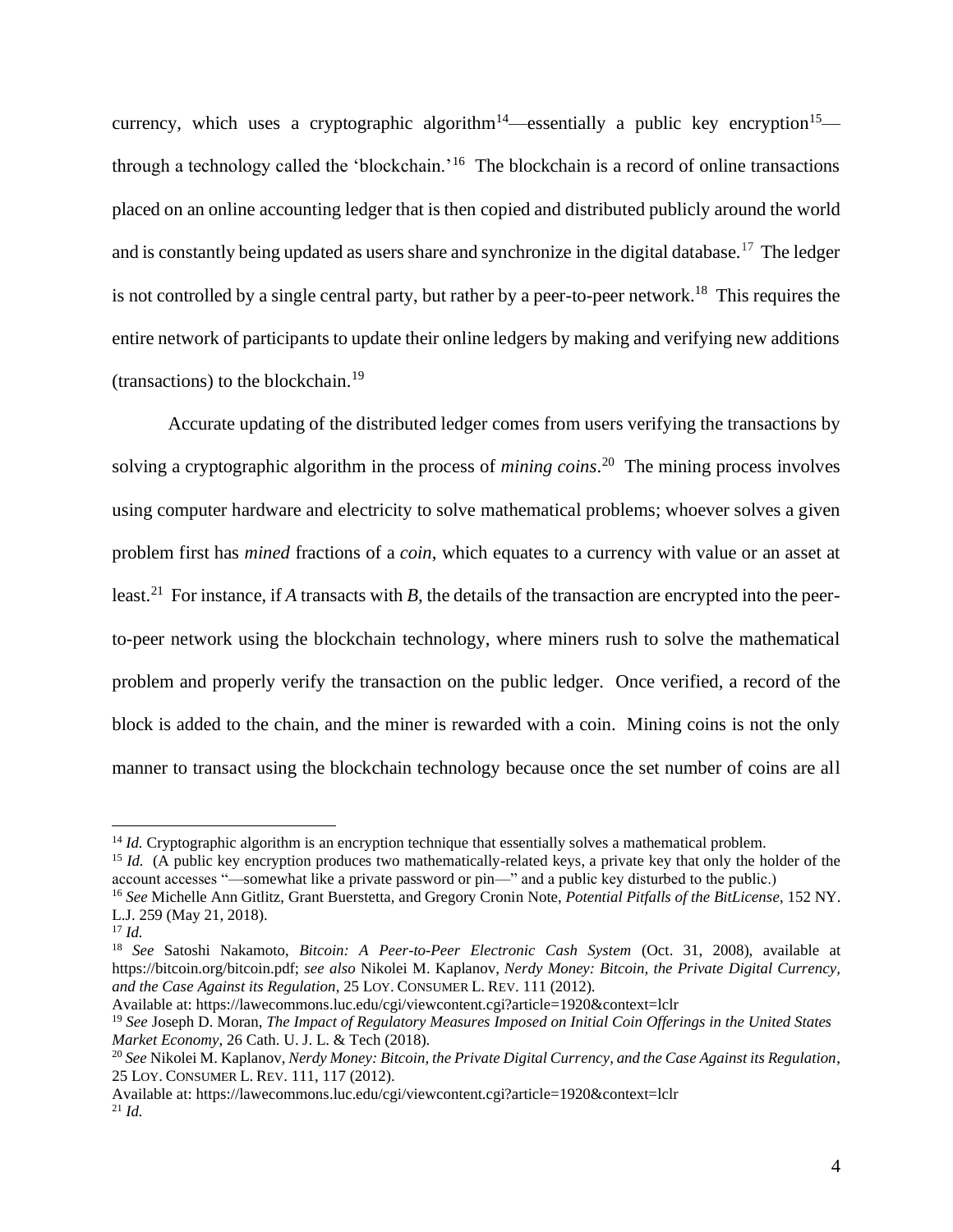currency, which uses a cryptographic algorithm[14]—essentially a public key encryption[15]—through a technology called the 'blockchain.'[16] The blockchain is a record of online transactions placed on an online accounting ledger that is then copied and distributed publicly around the world and is constantly being updated as users share and synchronize in the digital database.[17] The ledger is not controlled by a single central party, but rather by a peer-to-peer network.[18] This requires the entire network of participants to update their online ledgers by making and verifying new additions (transactions) to the blockchain.[19]

Accurate updating of the distributed ledger comes from users verifying the transactions by solving a cryptographic algorithm in the process of *mining coins*.[20] The mining process involves using computer hardware and electricity to solve mathematical problems; whoever solves a given problem first has *mined* fractions of a *coin*, which equates to a currency with value or an asset at least.[21] For instance, if *A* transacts with *B*, the details of the transaction are encrypted into the peer-to-peer network using the blockchain technology, where miners rush to solve the mathematical problem and properly verify the transaction on the public ledger. Once verified, a record of the block is added to the chain, and the miner is rewarded with a coin. Mining coins is not the only manner to transact using the blockchain technology because once the set number of coins are all

---

[14] *Id.* Cryptographic algorithm is an encryption technique that essentially solves a mathematical problem.

[15] *Id.* (A public key encryption produces two mathematically-related keys, a private key that only the holder of the account accesses "—somewhat like a private password or pin—" and a public key disturbed to the public.)

[16] *See* Michelle Ann Gitlitz, Grant Buerstetta, and Gregory Cronin Note, *Potential Pitfalls of the BitLicense*, 152 NY. L.J. 259 (May 21, 2018).

[17] *Id.*

[18] *See* Satoshi Nakamoto, *Bitcoin: A Peer-to-Peer Electronic Cash System* (Oct. 31, 2008), available at https://bitcoin.org/bitcoin.pdf; *see also* Nikolei M. Kaplanov, *Nerdy Money: Bitcoin, the Private Digital Currency, and the Case Against its Regulation*, 25 LOY. CONSUMER L. REV. 111 (2012). Available at: https://lawecommons.luc.edu/cgi/viewcontent.cgi?article=1920&context=lclr

[19] *See* Joseph D. Moran, *The Impact of Regulatory Measures Imposed on Initial Coin Offerings in the United States Market Economy*, 26 Cath. U. J. L. & Tech (2018).

[20] *See* Nikolei M. Kaplanov, *Nerdy Money: Bitcoin, the Private Digital Currency, and the Case Against its Regulation*, 25 LOY. CONSUMER L. REV. 111, 117 (2012). Available at: https://lawecommons.luc.edu/cgi/viewcontent.cgi?article=1920&context=lclr

[21] *Id.*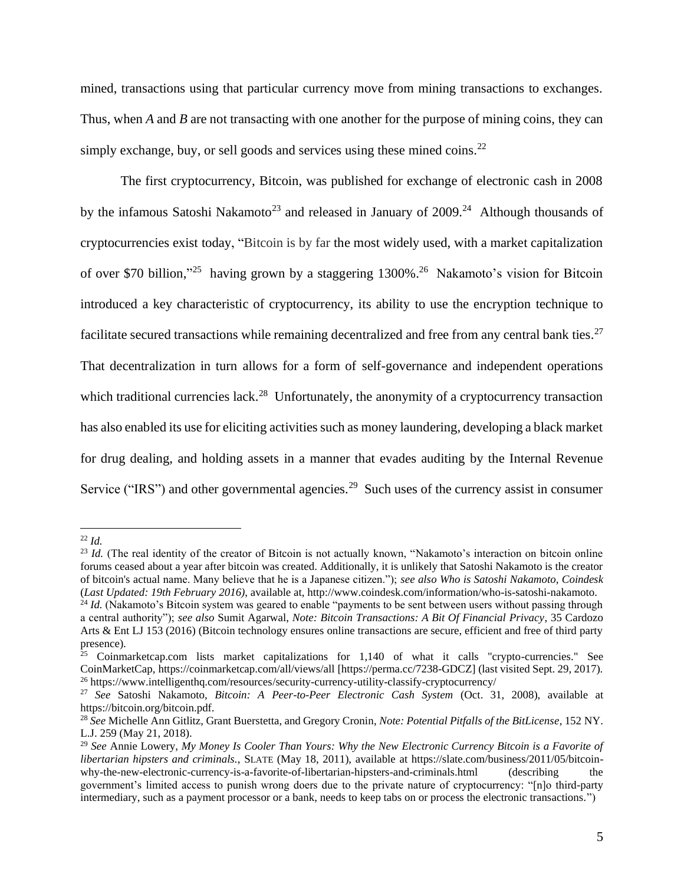mined, transactions using that particular currency move from mining transactions to exchanges. Thus, when *A* and *B* are not transacting with one another for the purpose of mining coins, they can simply exchange, buy, or sell goods and services using these mined coins.[22]

The first cryptocurrency, Bitcoin, was published for exchange of electronic cash in 2008 by the infamous Satoshi Nakamoto[23] and released in January of 2009.[24] Although thousands of cryptocurrencies exist today, "Bitcoin is by far the most widely used, with a market capitalization of over $70 billion,"[25] having grown by a staggering 1300%.[26] Nakamoto's vision for Bitcoin introduced a key characteristic of cryptocurrency, its ability to use the encryption technique to facilitate secured transactions while remaining decentralized and free from any central bank ties.[27] That decentralization in turn allows for a form of self-governance and independent operations which traditional currencies lack.[28] Unfortunately, the anonymity of a cryptocurrency transaction has also enabled its use for eliciting activities such as money laundering, developing a black market for drug dealing, and holding assets in a manner that evades auditing by the Internal Revenue Service ("IRS") and other governmental agencies.[29] Such uses of the currency assist in consumer

---

[22] *Id.*

[23] *Id.* (The real identity of the creator of Bitcoin is not actually known, "Nakamoto's interaction on bitcoin online forums ceased about a year after bitcoin was created. Additionally, it is unlikely that Satoshi Nakamoto is the creator of bitcoin's actual name. Many believe that he is a Japanese citizen."); *see also Who is Satoshi Nakamoto, Coindesk* (*Last Updated: 19th February 2016)*, available at, http://www.coindesk.com/information/who-is-satoshi-nakamoto.

[24] *Id.* (Nakamoto's Bitcoin system was geared to enable "payments to be sent between users without passing through a central authority"); *see also* Sumit Agarwal, *Note: Bitcoin Transactions: A Bit Of Financial Privacy*, 35 Cardozo Arts & Ent LJ 153 (2016) (Bitcoin technology ensures online transactions are secure, efficient and free of third party presence).

[25] Coinmarketcap.com lists market capitalizations for 1,140 of what it calls "crypto-currencies." See CoinMarketCap, https://coinmarketcap.com/all/views/all [https://perma.cc/7238-GDCZ] (last visited Sept. 29, 2017).

[26] https://www.intelligenthq.com/resources/security-currency-utility-classify-cryptocurrency/

[27] *See* Satoshi Nakamoto, *Bitcoin: A Peer-to-Peer Electronic Cash System* (Oct. 31, 2008), available at https://bitcoin.org/bitcoin.pdf.

[28] *See* Michelle Ann Gitlitz, Grant Buerstetta, and Gregory Cronin, *Note: Potential Pitfalls of the BitLicense*, 152 NY. L.J. 259 (May 21, 2018).

[29] *See* Annie Lowery, *My Money Is Cooler Than Yours: Why the New Electronic Currency Bitcoin is a Favorite of libertarian hipsters and criminals.*, SLATE (May 18, 2011), available at https://slate.com/business/2011/05/bitcoin-why-the-new-electronic-currency-is-a-favorite-of-libertarian-hipsters-and-criminals.html (describing the government's limited access to punish wrong doers due to the private nature of cryptocurrency: "[n]o third-party intermediary, such as a payment processor or a bank, needs to keep tabs on or process the electronic transactions.")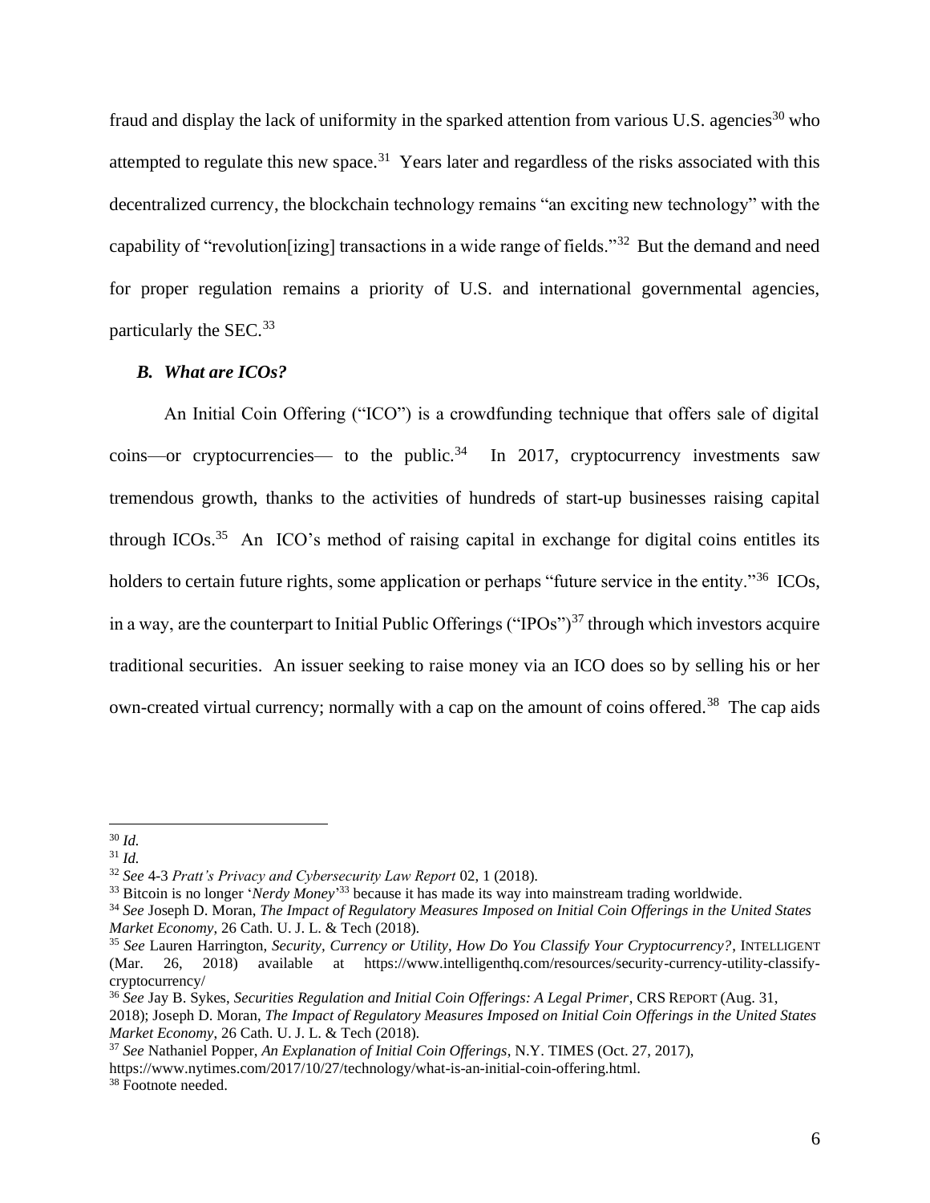fraud and display the lack of uniformity in the sparked attention from various U.S. agencies[30] who attempted to regulate this new space.[31] Years later and regardless of the risks associated with this decentralized currency, the blockchain technology remains "an exciting new technology" with the capability of "revolution[izing] transactions in a wide range of fields."[32] But the demand and need for proper regulation remains a priority of U.S. and international governmental agencies, particularly the SEC.[33]

### *B. What are ICOs?*

An Initial Coin Offering ("ICO") is a crowdfunding technique that offers sale of digital coins—or cryptocurrencies— to the public.[34] In 2017, cryptocurrency investments saw tremendous growth, thanks to the activities of hundreds of start-up businesses raising capital through ICOs.[35] An ICO's method of raising capital in exchange for digital coins entitles its holders to certain future rights, some application or perhaps "future service in the entity."[36] ICOs, in a way, are the counterpart to Initial Public Offerings ("IPOs")[37] through which investors acquire traditional securities. An issuer seeking to raise money via an ICO does so by selling his or her own-created virtual currency; normally with a cap on the amount of coins offered.[38] The cap aids

---

[30] *Id.*
[31] *Id.*
[32] *See* 4-3 *Pratt's Privacy and Cybersecurity Law Report* 02, 1 (2018).
[33] Bitcoin is no longer '*Nerdy Money*'[33] because it has made its way into mainstream trading worldwide.
[34] *See* Joseph D. Moran, *The Impact of Regulatory Measures Imposed on Initial Coin Offerings in the United States Market Economy*, 26 Cath. U. J. L. & Tech (2018).
[35] *See* Lauren Harrington, *Security, Currency or Utility, How Do You Classify Your Cryptocurrency?*, INTELLIGENT (Mar. 26, 2018) available at https://www.intelligenthq.com/resources/security-currency-utility-classify-cryptocurrency/
[36] *See* Jay B. Sykes, *Securities Regulation and Initial Coin Offerings: A Legal Primer*, CRS REPORT (Aug. 31, 2018); Joseph D. Moran, *The Impact of Regulatory Measures Imposed on Initial Coin Offerings in the United States Market Economy*, 26 Cath. U. J. L. & Tech (2018).
[37] *See* Nathaniel Popper, *An Explanation of Initial Coin Offerings*, N.Y. TIMES (Oct. 27, 2017), https://www.nytimes.com/2017/10/27/technology/what-is-an-initial-coin-offering.html.
[38] Footnote needed.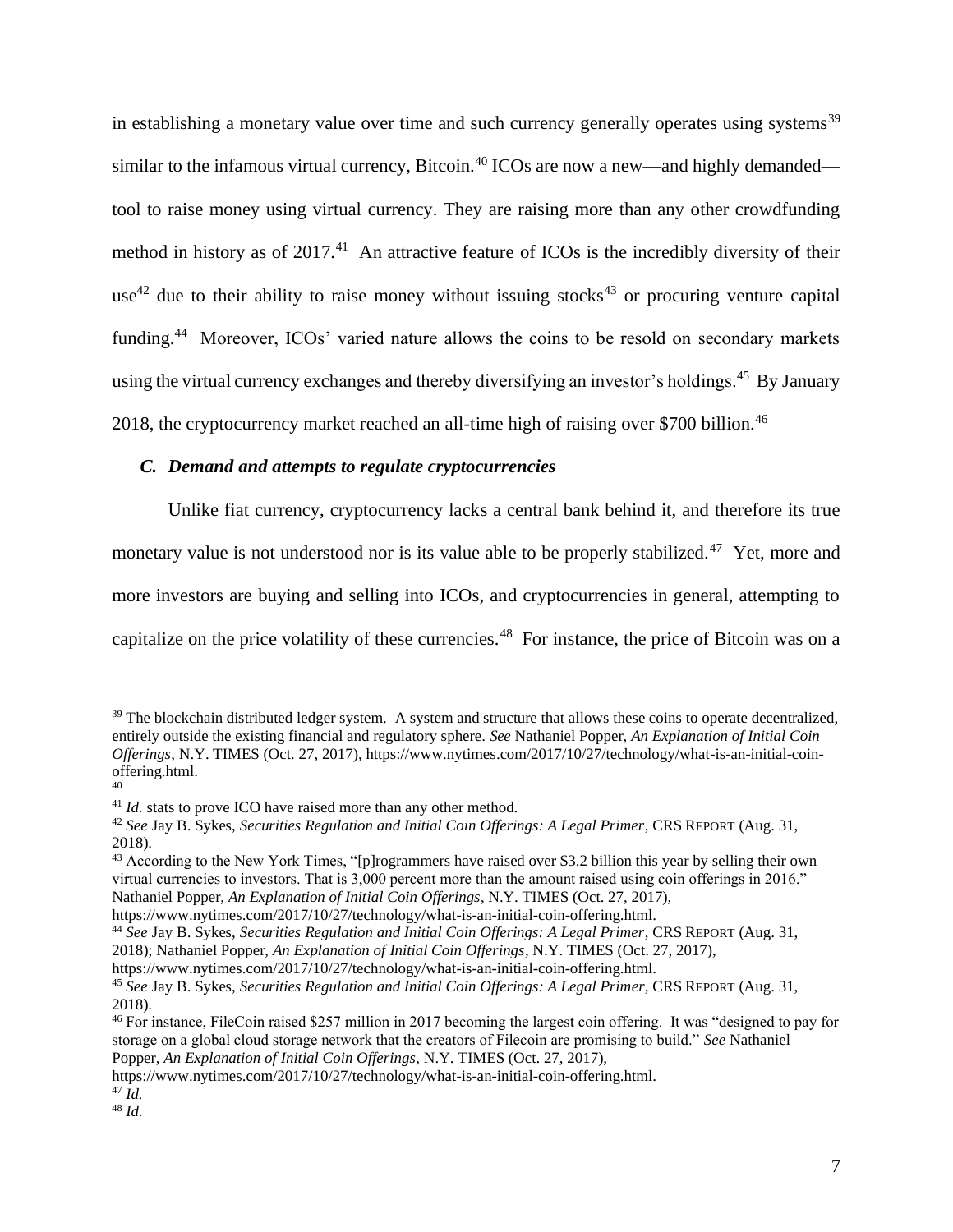in establishing a monetary value over time and such currency generally operates using systems[39] similar to the infamous virtual currency, Bitcoin.[40] ICOs are now a new—and highly demanded—tool to raise money using virtual currency. They are raising more than any other crowdfunding method in history as of 2017.[41] An attractive feature of ICOs is the incredibly diversity of their use[42] due to their ability to raise money without issuing stocks[43] or procuring venture capital funding.[44] Moreover, ICOs' varied nature allows the coins to be resold on secondary markets using the virtual currency exchanges and thereby diversifying an investor's holdings.[45] By January 2018, the cryptocurrency market reached an all-time high of raising over $700 billion.[46]

### *C. Demand and attempts to regulate cryptocurrencies*

Unlike fiat currency, cryptocurrency lacks a central bank behind it, and therefore its true monetary value is not understood nor is its value able to be properly stabilized.[47] Yet, more and more investors are buying and selling into ICOs, and cryptocurrencies in general, attempting to capitalize on the price volatility of these currencies.[48] For instance, the price of Bitcoin was on a

---

[39] The blockchain distributed ledger system. A system and structure that allows these coins to operate decentralized, entirely outside the existing financial and regulatory sphere. *See* Nathaniel Popper, *An Explanation of Initial Coin Offerings*, N.Y. TIMES (Oct. 27, 2017), https://www.nytimes.com/2017/10/27/technology/what-is-an-initial-coin-offering.html.

[40]

[41] *Id.* stats to prove ICO have raised more than any other method.

[42] *See* Jay B. Sykes, *Securities Regulation and Initial Coin Offerings: A Legal Primer*, CRS REPORT (Aug. 31, 2018).

[43] According to the New York Times, "[p]rogrammers have raised over $3.2 billion this year by selling their own virtual currencies to investors. That is 3,000 percent more than the amount raised using coin offerings in 2016." Nathaniel Popper, *An Explanation of Initial Coin Offerings*, N.Y. TIMES (Oct. 27, 2017), https://www.nytimes.com/2017/10/27/technology/what-is-an-initial-coin-offering.html.

[44] *See* Jay B. Sykes, *Securities Regulation and Initial Coin Offerings: A Legal Primer*, CRS REPORT (Aug. 31, 2018); Nathaniel Popper, *An Explanation of Initial Coin Offerings*, N.Y. TIMES (Oct. 27, 2017), https://www.nytimes.com/2017/10/27/technology/what-is-an-initial-coin-offering.html.

[45] *See* Jay B. Sykes, *Securities Regulation and Initial Coin Offerings: A Legal Primer*, CRS REPORT (Aug. 31, 2018).

[46] For instance, FileCoin raised $257 million in 2017 becoming the largest coin offering. It was "designed to pay for storage on a global cloud storage network that the creators of Filecoin are promising to build." *See* Nathaniel Popper, *An Explanation of Initial Coin Offerings*, N.Y. TIMES (Oct. 27, 2017), https://www.nytimes.com/2017/10/27/technology/what-is-an-initial-coin-offering.html.

[47] *Id.*

[48] *Id.*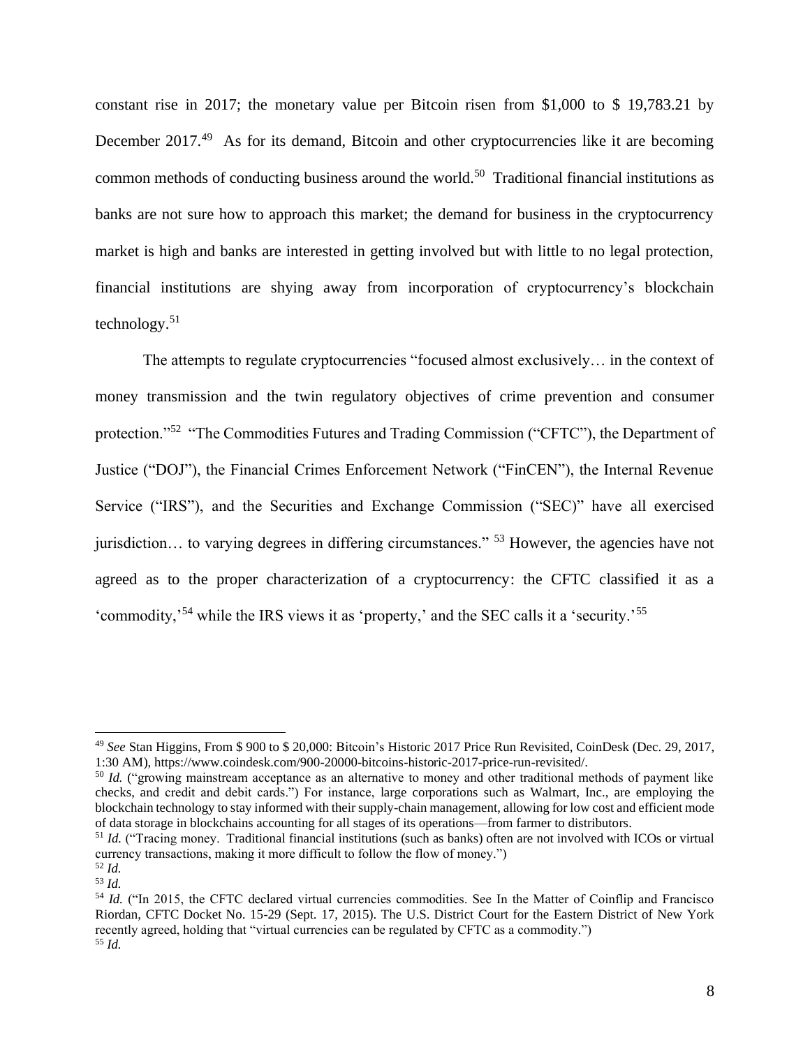constant rise in 2017; the monetary value per Bitcoin risen from $1,000 to $ 19,783.21 by December 2017.[49] As for its demand, Bitcoin and other cryptocurrencies like it are becoming common methods of conducting business around the world.[50] Traditional financial institutions as banks are not sure how to approach this market; the demand for business in the cryptocurrency market is high and banks are interested in getting involved but with little to no legal protection, financial institutions are shying away from incorporation of cryptocurrency's blockchain technology.[51]

The attempts to regulate cryptocurrencies "focused almost exclusively… in the context of money transmission and the twin regulatory objectives of crime prevention and consumer protection."[52] "The Commodities Futures and Trading Commission ("CFTC"), the Department of Justice ("DOJ"), the Financial Crimes Enforcement Network ("FinCEN"), the Internal Revenue Service ("IRS"), and the Securities and Exchange Commission ("SEC)" have all exercised jurisdiction… to varying degrees in differing circumstances." [53] However, the agencies have not agreed as to the proper characterization of a cryptocurrency: the CFTC classified it as a 'commodity,'[54] while the IRS views it as 'property,' and the SEC calls it a 'security.'[55]

---

[49] *See* Stan Higgins, From $ 900 to $ 20,000: Bitcoin's Historic 2017 Price Run Revisited, CoinDesk (Dec. 29, 2017, 1:30 AM), https://www.coindesk.com/900-20000-bitcoins-historic-2017-price-run-revisited/.

[50] *Id.* ("growing mainstream acceptance as an alternative to money and other traditional methods of payment like checks, and credit and debit cards.") For instance, large corporations such as Walmart, Inc., are employing the blockchain technology to stay informed with their supply-chain management, allowing for low cost and efficient mode of data storage in blockchains accounting for all stages of its operations—from farmer to distributors.

[51] *Id.* ("Tracing money. Traditional financial institutions (such as banks) often are not involved with ICOs or virtual currency transactions, making it more difficult to follow the flow of money.")

[52] *Id.*

[53] *Id.*

[54] *Id.* ("In 2015, the CFTC declared virtual currencies commodities. See In the Matter of Coinflip and Francisco Riordan, CFTC Docket No. 15-29 (Sept. 17, 2015). The U.S. District Court for the Eastern District of New York recently agreed, holding that "virtual currencies can be regulated by CFTC as a commodity.")

[55] *Id.*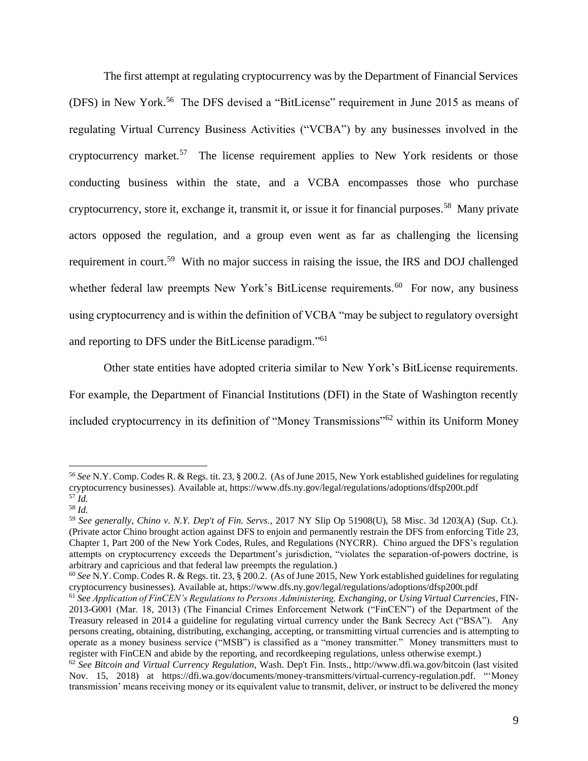The first attempt at regulating cryptocurrency was by the Department of Financial Services (DFS) in New York.[56] The DFS devised a "BitLicense" requirement in June 2015 as means of regulating Virtual Currency Business Activities ("VCBA") by any businesses involved in the cryptocurrency market.[57] The license requirement applies to New York residents or those conducting business within the state, and a VCBA encompasses those who purchase cryptocurrency, store it, exchange it, transmit it, or issue it for financial purposes.[58] Many private actors opposed the regulation, and a group even went as far as challenging the licensing requirement in court.[59] With no major success in raising the issue, the IRS and DOJ challenged whether federal law preempts New York's BitLicense requirements.[60] For now, any business using cryptocurrency and is within the definition of VCBA "may be subject to regulatory oversight and reporting to DFS under the BitLicense paradigm."[61]

Other state entities have adopted criteria similar to New York's BitLicense requirements. For example, the Department of Financial Institutions (DFI) in the State of Washington recently included cryptocurrency in its definition of "Money Transmissions"[62] within its Uniform Money

---

[56] *See* N.Y. Comp. Codes R. & Regs. tit. 23, § 200.2. (As of June 2015, New York established guidelines for regulating cryptocurrency businesses). Available at, https://www.dfs.ny.gov/legal/regulations/adoptions/dfsp200t.pdf

[57] *Id.*

[58] *Id.*

[59] *See generally*, *Chino v. N.Y. Dep't of Fin. Servs.*, 2017 NY Slip Op 51908(U), 58 Misc. 3d 1203(A) (Sup. Ct.). (Private actor Chino brought action against DFS to enjoin and permanently restrain the DFS from enforcing Title 23, Chapter 1, Part 200 of the New York Codes, Rules, and Regulations (NYCRR). Chino argued the DFS's regulation attempts on cryptocurrency exceeds the Department's jurisdiction, "violates the separation-of-powers doctrine, is arbitrary and capricious and that federal law preempts the regulation.)

[60] *See* N.Y. Comp. Codes R. & Regs. tit. 23, § 200.2. (As of June 2015, New York established guidelines for regulating cryptocurrency businesses). Available at, https://www.dfs.ny.gov/legal/regulations/adoptions/dfsp200t.pdf

[61] *See Application of FinCEN's Regulations to Persons Administering, Exchanging, or Using Virtual Currencies*, FIN-2013-G001 (Mar. 18, 2013) (The Financial Crimes Enforcement Network ("FinCEN") of the Department of the Treasury released in 2014 a guideline for regulating virtual currency under the Bank Secrecy Act ("BSA"). Any persons creating, obtaining, distributing, exchanging, accepting, or transmitting virtual currencies and is attempting to operate as a money business service ("MSB") is classified as a "money transmitter." Money transmitters must to register with FinCEN and abide by the reporting, and recordkeeping regulations, unless otherwise exempt.)

[62] *See Bitcoin and Virtual Currency Regulation*, Wash. Dep't Fin. Insts., http://www.dfi.wa.gov/bitcoin (last visited Nov. 15, 2018) at https://dfi.wa.gov/documents/money-transmitters/virtual-currency-regulation.pdf. "'Money transmission' means receiving money or its equivalent value to transmit, deliver, or instruct to be delivered the money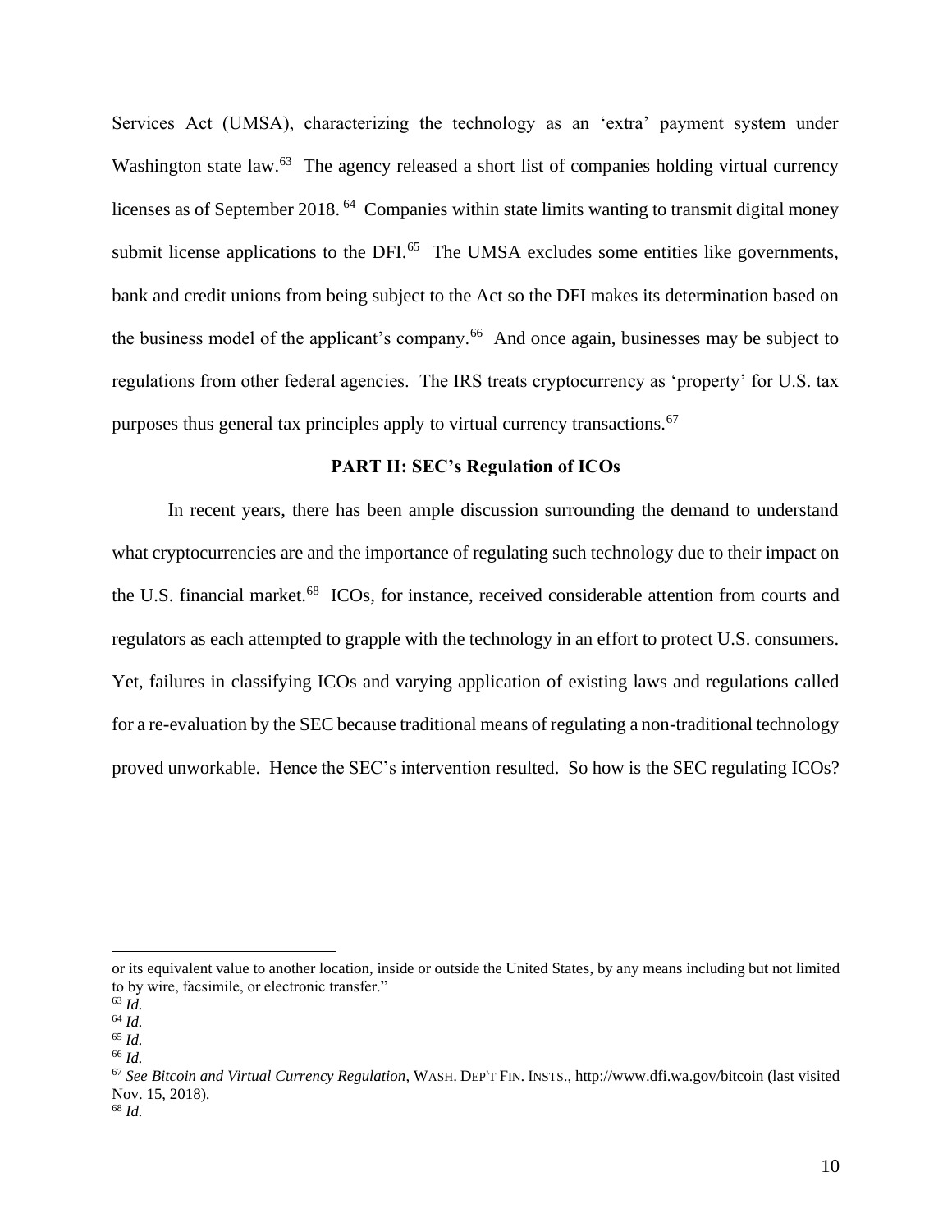Services Act (UMSA), characterizing the technology as an 'extra' payment system under Washington state law.[63] The agency released a short list of companies holding virtual currency licenses as of September 2018.[64] Companies within state limits wanting to transmit digital money submit license applications to the DFI.[65] The UMSA excludes some entities like governments, bank and credit unions from being subject to the Act so the DFI makes its determination based on the business model of the applicant's company.[66] And once again, businesses may be subject to regulations from other federal agencies. The IRS treats cryptocurrency as 'property' for U.S. tax purposes thus general tax principles apply to virtual currency transactions.[67]

## PART II: SEC's Regulation of ICOs

In recent years, there has been ample discussion surrounding the demand to understand what cryptocurrencies are and the importance of regulating such technology due to their impact on the U.S. financial market.[68] ICOs, for instance, received considerable attention from courts and regulators as each attempted to grapple with the technology in an effort to protect U.S. consumers. Yet, failures in classifying ICOs and varying application of existing laws and regulations called for a re-evaluation by the SEC because traditional means of regulating a non-traditional technology proved unworkable. Hence the SEC's intervention resulted. So how is the SEC regulating ICOs?

---

or its equivalent value to another location, inside or outside the United States, by any means including but not limited to by wire, facsimile, or electronic transfer."

[63] *Id.*

[64] *Id.*

[65] *Id.*

[66] *Id.*

[67] *See Bitcoin and Virtual Currency Regulation*, WASH. DEP'T FIN. INSTS., http://www.dfi.wa.gov/bitcoin (last visited Nov. 15, 2018).

[68] *Id.*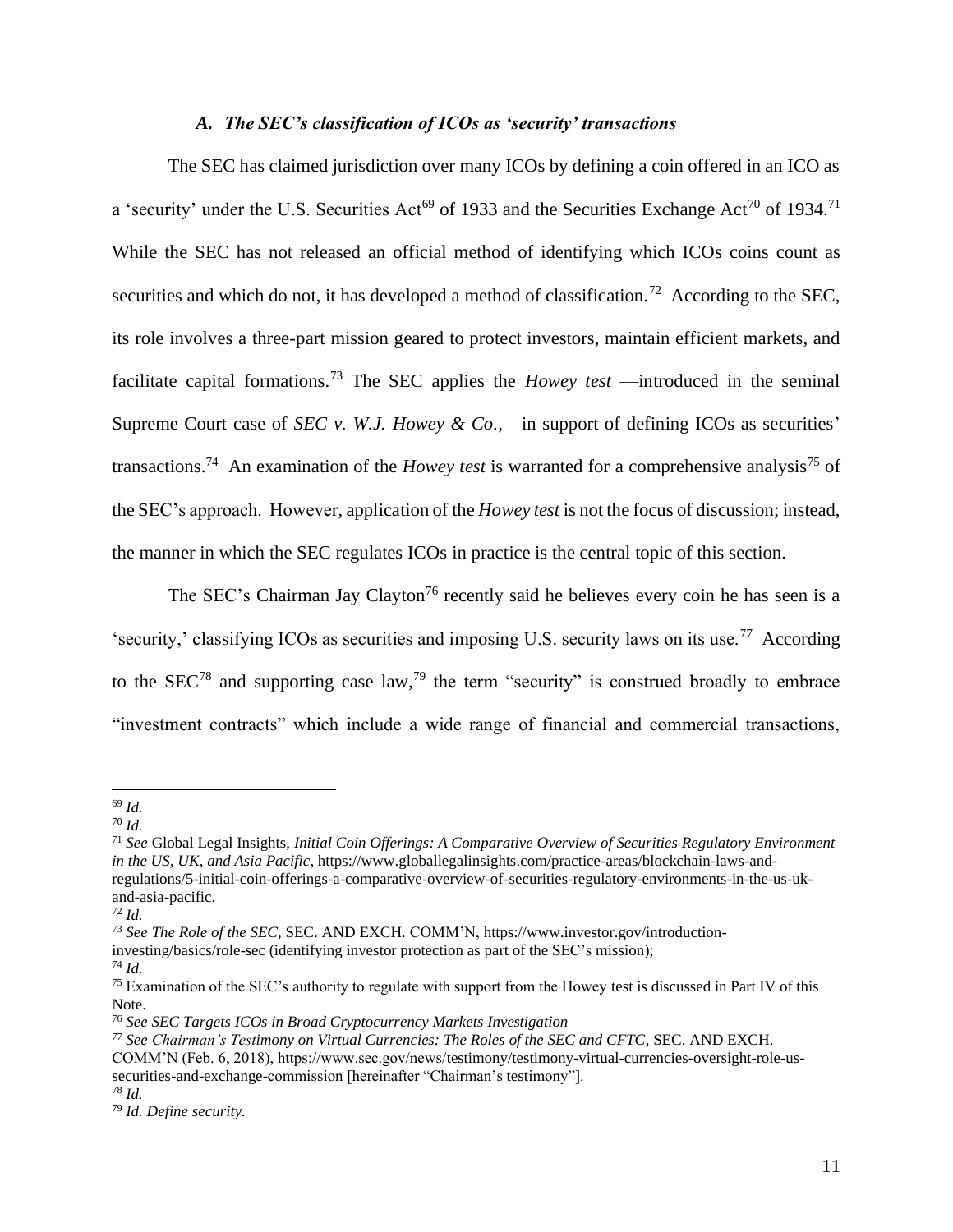### *A. The SEC's classification of ICOs as 'security' transactions*

The SEC has claimed jurisdiction over many ICOs by defining a coin offered in an ICO as a 'security' under the U.S. Securities Act[69] of 1933 and the Securities Exchange Act[70] of 1934.[71] While the SEC has not released an official method of identifying which ICOs coins count as securities and which do not, it has developed a method of classification.[72] According to the SEC, its role involves a three-part mission geared to protect investors, maintain efficient markets, and facilitate capital formations.[73] The SEC applies the *Howey test* —introduced in the seminal Supreme Court case of *SEC v. W.J. Howey & Co.,*—in support of defining ICOs as securities' transactions.[74] An examination of the *Howey test* is warranted for a comprehensive analysis[75] of the SEC's approach. However, application of the *Howey test* is not the focus of discussion; instead, the manner in which the SEC regulates ICOs in practice is the central topic of this section.

The SEC's Chairman Jay Clayton[76] recently said he believes every coin he has seen is a 'security,' classifying ICOs as securities and imposing U.S. security laws on its use.[77] According to the SEC[78] and supporting case law,[79] the term "security" is construed broadly to embrace "investment contracts" which include a wide range of financial and commercial transactions,

---

[69] *Id.*

[70] *Id.*

[71] *See* Global Legal Insights, *Initial Coin Offerings: A Comparative Overview of Securities Regulatory Environment in the US, UK, and Asia Pacific*, https://www.globallegalinsights.com/practice-areas/blockchain-laws-and-regulations/5-initial-coin-offerings-a-comparative-overview-of-securities-regulatory-environments-in-the-us-uk-and-asia-pacific.

[72] *Id.*

[73] *See The Role of the SEC*, SEC. AND EXCH. COMM'N, https://www.investor.gov/introduction-investing/basics/role-sec (identifying investor protection as part of the SEC's mission);

[74] *Id.*

[75] Examination of the SEC's authority to regulate with support from the Howey test is discussed in Part IV of this Note.

[76] *See SEC Targets ICOs in Broad Cryptocurrency Markets Investigation*

[77] *See Chairman's Testimony on Virtual Currencies: The Roles of the SEC and CFTC*, SEC. AND EXCH. COMM'N (Feb. 6, 2018), https://www.sec.gov/news/testimony/testimony-virtual-currencies-oversight-role-us-securities-and-exchange-commission [hereinafter "Chairman's testimony"].

[78] *Id.*

[79] *Id. Define security.*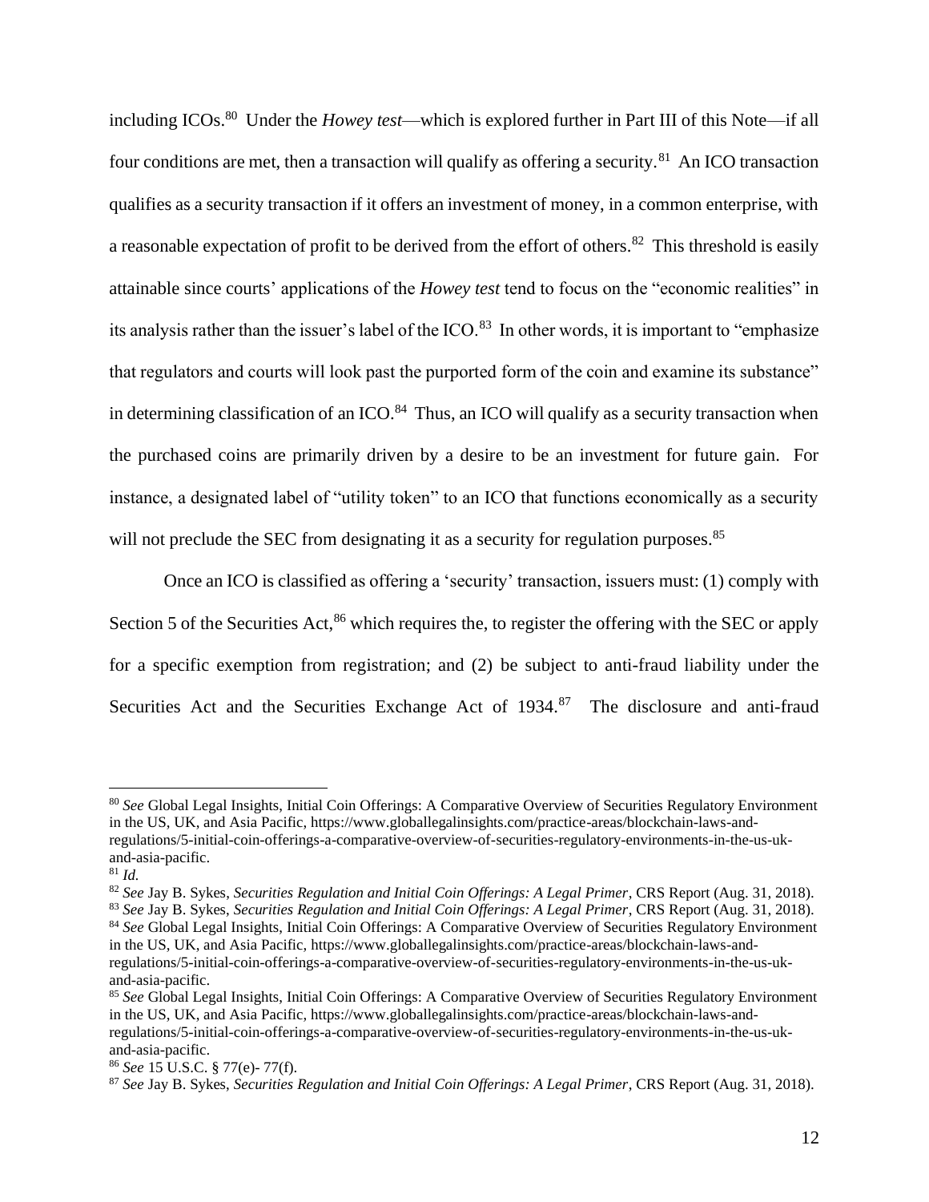including ICOs.[80] Under the *Howey test*—which is explored further in Part III of this Note—if all four conditions are met, then a transaction will qualify as offering a security.[81] An ICO transaction qualifies as a security transaction if it offers an investment of money, in a common enterprise, with a reasonable expectation of profit to be derived from the effort of others.[82] This threshold is easily attainable since courts' applications of the *Howey test* tend to focus on the "economic realities" in its analysis rather than the issuer's label of the ICO.[83] In other words, it is important to "emphasize that regulators and courts will look past the purported form of the coin and examine its substance" in determining classification of an ICO.[84] Thus, an ICO will qualify as a security transaction when the purchased coins are primarily driven by a desire to be an investment for future gain. For instance, a designated label of "utility token" to an ICO that functions economically as a security will not preclude the SEC from designating it as a security for regulation purposes.[85]

Once an ICO is classified as offering a 'security' transaction, issuers must: (1) comply with Section 5 of the Securities Act,[86] which requires the, to register the offering with the SEC or apply for a specific exemption from registration; and (2) be subject to anti-fraud liability under the Securities Act and the Securities Exchange Act of 1934.[87] The disclosure and anti-fraud

---

[80] *See* Global Legal Insights, Initial Coin Offerings: A Comparative Overview of Securities Regulatory Environment in the US, UK, and Asia Pacific, https://www.globallegalinsights.com/practice-areas/blockchain-laws-and-regulations/5-initial-coin-offerings-a-comparative-overview-of-securities-regulatory-environments-in-the-us-uk-and-asia-pacific.

[81] *Id.*

[82] *See* Jay B. Sykes, *Securities Regulation and Initial Coin Offerings: A Legal Primer*, CRS Report (Aug. 31, 2018).

[83] *See* Jay B. Sykes, *Securities Regulation and Initial Coin Offerings: A Legal Primer*, CRS Report (Aug. 31, 2018).

[84] *See* Global Legal Insights, Initial Coin Offerings: A Comparative Overview of Securities Regulatory Environment in the US, UK, and Asia Pacific, https://www.globallegalinsights.com/practice-areas/blockchain-laws-and-regulations/5-initial-coin-offerings-a-comparative-overview-of-securities-regulatory-environments-in-the-us-uk-and-asia-pacific.

[85] *See* Global Legal Insights, Initial Coin Offerings: A Comparative Overview of Securities Regulatory Environment in the US, UK, and Asia Pacific, https://www.globallegalinsights.com/practice-areas/blockchain-laws-and-regulations/5-initial-coin-offerings-a-comparative-overview-of-securities-regulatory-environments-in-the-us-uk-and-asia-pacific.

[86] *See* 15 U.S.C. § 77(e)- 77(f).

[87] *See* Jay B. Sykes, *Securities Regulation and Initial Coin Offerings: A Legal Primer*, CRS Report (Aug. 31, 2018).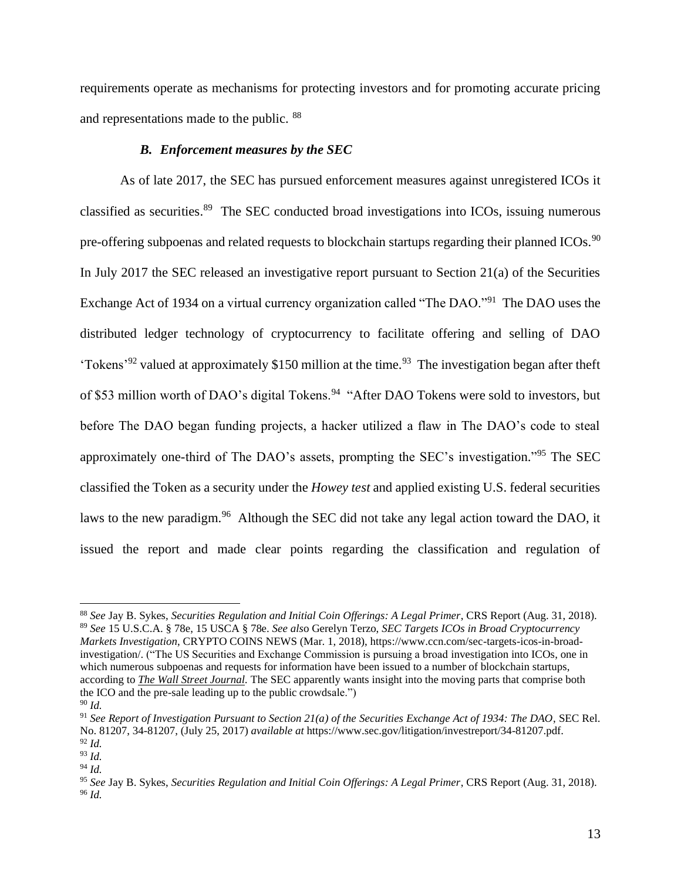requirements operate as mechanisms for protecting investors and for promoting accurate pricing and representations made to the public. [88]

### *B. Enforcement measures by the SEC*

As of late 2017, the SEC has pursued enforcement measures against unregistered ICOs it classified as securities.[89] The SEC conducted broad investigations into ICOs, issuing numerous pre-offering subpoenas and related requests to blockchain startups regarding their planned ICOs.[90] In July 2017 the SEC released an investigative report pursuant to Section 21(a) of the Securities Exchange Act of 1934 on a virtual currency organization called "The DAO."[91] The DAO uses the distributed ledger technology of cryptocurrency to facilitate offering and selling of DAO 'Tokens'[92] valued at approximately $150 million at the time.[93] The investigation began after theft of $53 million worth of DAO's digital Tokens.[94] "After DAO Tokens were sold to investors, but before The DAO began funding projects, a hacker utilized a flaw in The DAO's code to steal approximately one-third of The DAO's assets, prompting the SEC's investigation."[95] The SEC classified the Token as a security under the *Howey test* and applied existing U.S. federal securities laws to the new paradigm.[96] Although the SEC did not take any legal action toward the DAO, it issued the report and made clear points regarding the classification and regulation of

---

[88] *See* Jay B. Sykes, *Securities Regulation and Initial Coin Offerings: A Legal Primer*, CRS Report (Aug. 31, 2018).

[89] *See* 15 U.S.C.A. § 78e, 15 USCA § 78e. *See also* Gerelyn Terzo, *SEC Targets ICOs in Broad Cryptocurrency Markets Investigation*, CRYPTO COINS NEWS (Mar. 1, 2018), https://www.ccn.com/sec-targets-icos-in-broad-investigation/. ("The US Securities and Exchange Commission is pursuing a broad investigation into ICOs, one in which numerous subpoenas and requests for information have been issued to a number of blockchain startups, according to ***The Wall Street Journal***. The SEC apparently wants insight into the moving parts that comprise both the ICO and the pre-sale leading up to the public crowdsale.")

[90] *Id.*

[91] *See Report of Investigation Pursuant to Section 21(a) of the Securities Exchange Act of 1934: The DAO*, SEC Rel. No. 81207, 34-81207, (July 25, 2017) *available at* https://www.sec.gov/litigation/investreport/34-81207.pdf.

[92] *Id.*

[93] *Id.*

[94] *Id.*

[95] *See* Jay B. Sykes, *Securities Regulation and Initial Coin Offerings: A Legal Primer*, CRS Report (Aug. 31, 2018).

[96] *Id.*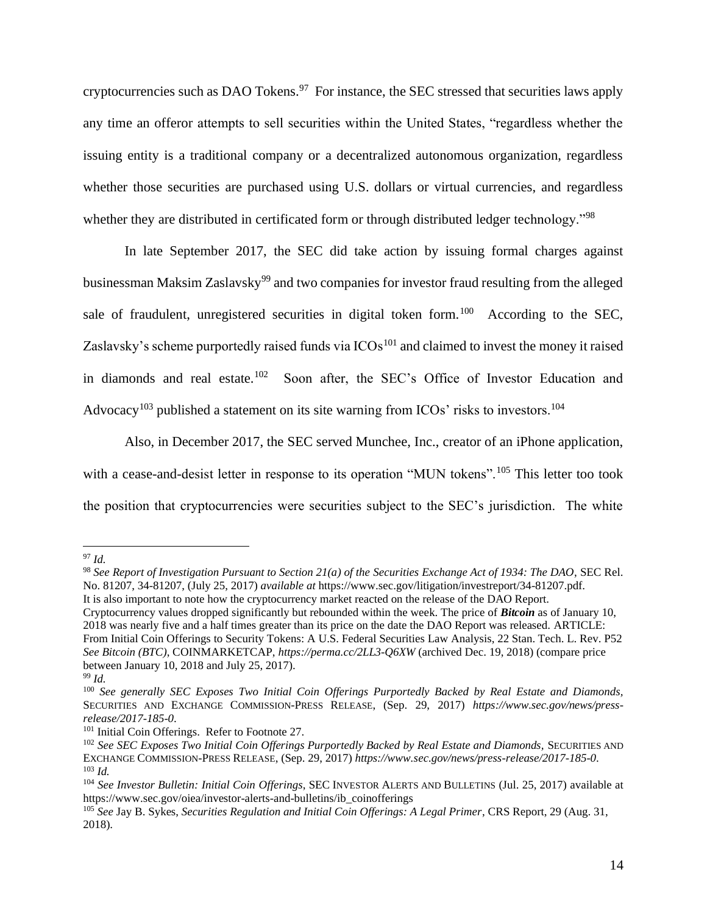cryptocurrencies such as DAO Tokens.[97] For instance, the SEC stressed that securities laws apply any time an offeror attempts to sell securities within the United States, "regardless whether the issuing entity is a traditional company or a decentralized autonomous organization, regardless whether those securities are purchased using U.S. dollars or virtual currencies, and regardless whether they are distributed in certificated form or through distributed ledger technology."[98]

In late September 2017, the SEC did take action by issuing formal charges against businessman Maksim Zaslavsky[99] and two companies for investor fraud resulting from the alleged sale of fraudulent, unregistered securities in digital token form.[100] According to the SEC, Zaslavsky's scheme purportedly raised funds via ICOs[101] and claimed to invest the money it raised in diamonds and real estate.[102] Soon after, the SEC's Office of Investor Education and Advocacy[103] published a statement on its site warning from ICOs' risks to investors.[104]

Also, in December 2017, the SEC served Munchee, Inc., creator of an iPhone application, with a cease-and-desist letter in response to its operation "MUN tokens".[105] This letter too took the position that cryptocurrencies were securities subject to the SEC's jurisdiction. The white

---

[97] *Id.*

[98] *See Report of Investigation Pursuant to Section 21(a) of the Securities Exchange Act of 1934: The DAO*, SEC Rel. No. 81207, 34-81207, (July 25, 2017) *available at* https://www.sec.gov/litigation/investreport/34-81207.pdf. It is also important to note how the cryptocurrency market reacted on the release of the DAO Report. Cryptocurrency values dropped significantly but rebounded within the week. The price of ***Bitcoin*** as of January 10, 2018 was nearly five and a half times greater than its price on the date the DAO Report was released. ARTICLE: From Initial Coin Offerings to Security Tokens: A U.S. Federal Securities Law Analysis, 22 Stan. Tech. L. Rev. P52 *See Bitcoin (BTC)*, COINMARKETCAP, *https://perma.cc/2LL3-Q6XW* (archived Dec. 19, 2018) (compare price between January 10, 2018 and July 25, 2017).

[99] *Id.*

[100] *See generally SEC Exposes Two Initial Coin Offerings Purportedly Backed by Real Estate and Diamonds*, SECURITIES AND EXCHANGE COMMISSION-PRESS RELEASE, (Sep. 29, 2017) *https://www.sec.gov/news/press-release/2017-185-0*.

[101] Initial Coin Offerings. Refer to Footnote 27.

[102] *See SEC Exposes Two Initial Coin Offerings Purportedly Backed by Real Estate and Diamonds*, SECURITIES AND EXCHANGE COMMISSION-PRESS RELEASE, (Sep. 29, 2017) *https://www.sec.gov/news/press-release/2017-185-0*.

[103] *Id.*

[104] *See Investor Bulletin: Initial Coin Offerings*, SEC INVESTOR ALERTS AND BULLETINS (Jul. 25, 2017) available at https://www.sec.gov/oiea/investor-alerts-and-bulletins/ib_coinofferings

[105] *See* Jay B. Sykes, *Securities Regulation and Initial Coin Offerings: A Legal Primer*, CRS Report, 29 (Aug. 31, 2018).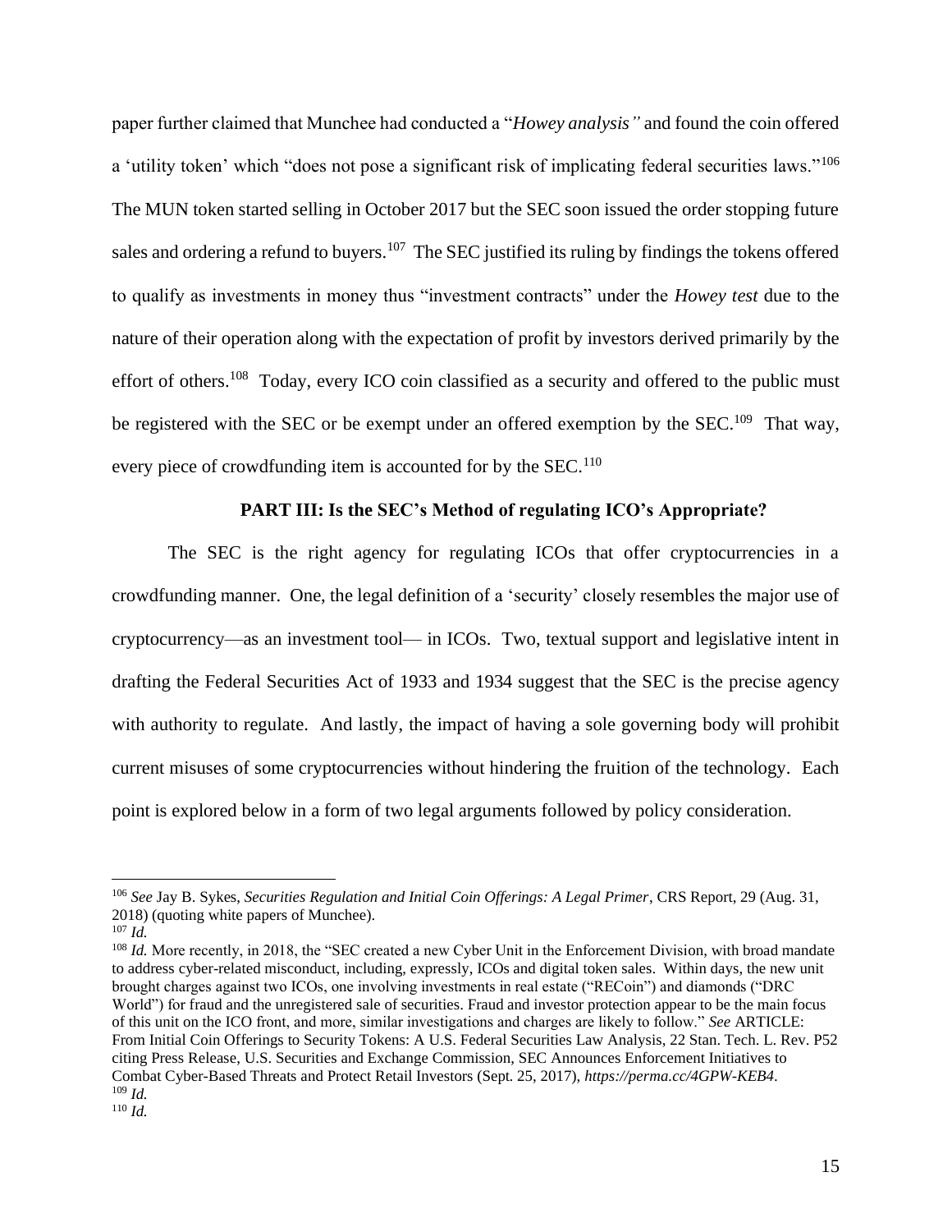paper further claimed that Munchee had conducted a "*Howey analysis"* and found the coin offered a 'utility token' which "does not pose a significant risk of implicating federal securities laws."[106] The MUN token started selling in October 2017 but the SEC soon issued the order stopping future sales and ordering a refund to buyers.[107] The SEC justified its ruling by findings the tokens offered to qualify as investments in money thus "investment contracts" under the *Howey test* due to the nature of their operation along with the expectation of profit by investors derived primarily by the effort of others.[108] Today, every ICO coin classified as a security and offered to the public must be registered with the SEC or be exempt under an offered exemption by the SEC.[109] That way, every piece of crowdfunding item is accounted for by the SEC.[110]

### PART III: Is the SEC's Method of regulating ICO's Appropriate?

The SEC is the right agency for regulating ICOs that offer cryptocurrencies in a crowdfunding manner. One, the legal definition of a 'security' closely resembles the major use of cryptocurrency—as an investment tool— in ICOs. Two, textual support and legislative intent in drafting the Federal Securities Act of 1933 and 1934 suggest that the SEC is the precise agency with authority to regulate. And lastly, the impact of having a sole governing body will prohibit current misuses of some cryptocurrencies without hindering the fruition of the technology. Each point is explored below in a form of two legal arguments followed by policy consideration.

---

[106] *See* Jay B. Sykes, *Securities Regulation and Initial Coin Offerings: A Legal Primer*, CRS Report, 29 (Aug. 31, 2018) (quoting white papers of Munchee).

[107] *Id.*

[108] *Id.* More recently, in 2018, the "SEC created a new Cyber Unit in the Enforcement Division, with broad mandate to address cyber-related misconduct, including, expressly, ICOs and digital token sales. Within days, the new unit brought charges against two ICOs, one involving investments in real estate ("RECoin") and diamonds ("DRC World") for fraud and the unregistered sale of securities. Fraud and investor protection appear to be the main focus of this unit on the ICO front, and more, similar investigations and charges are likely to follow." *See* ARTICLE: From Initial Coin Offerings to Security Tokens: A U.S. Federal Securities Law Analysis, 22 Stan. Tech. L. Rev. P52 citing Press Release, U.S. Securities and Exchange Commission, SEC Announces Enforcement Initiatives to Combat Cyber-Based Threats and Protect Retail Investors (Sept. 25, 2017), *https://perma.cc/4GPW-KEB4*.

[109] *Id.*

[110] *Id.*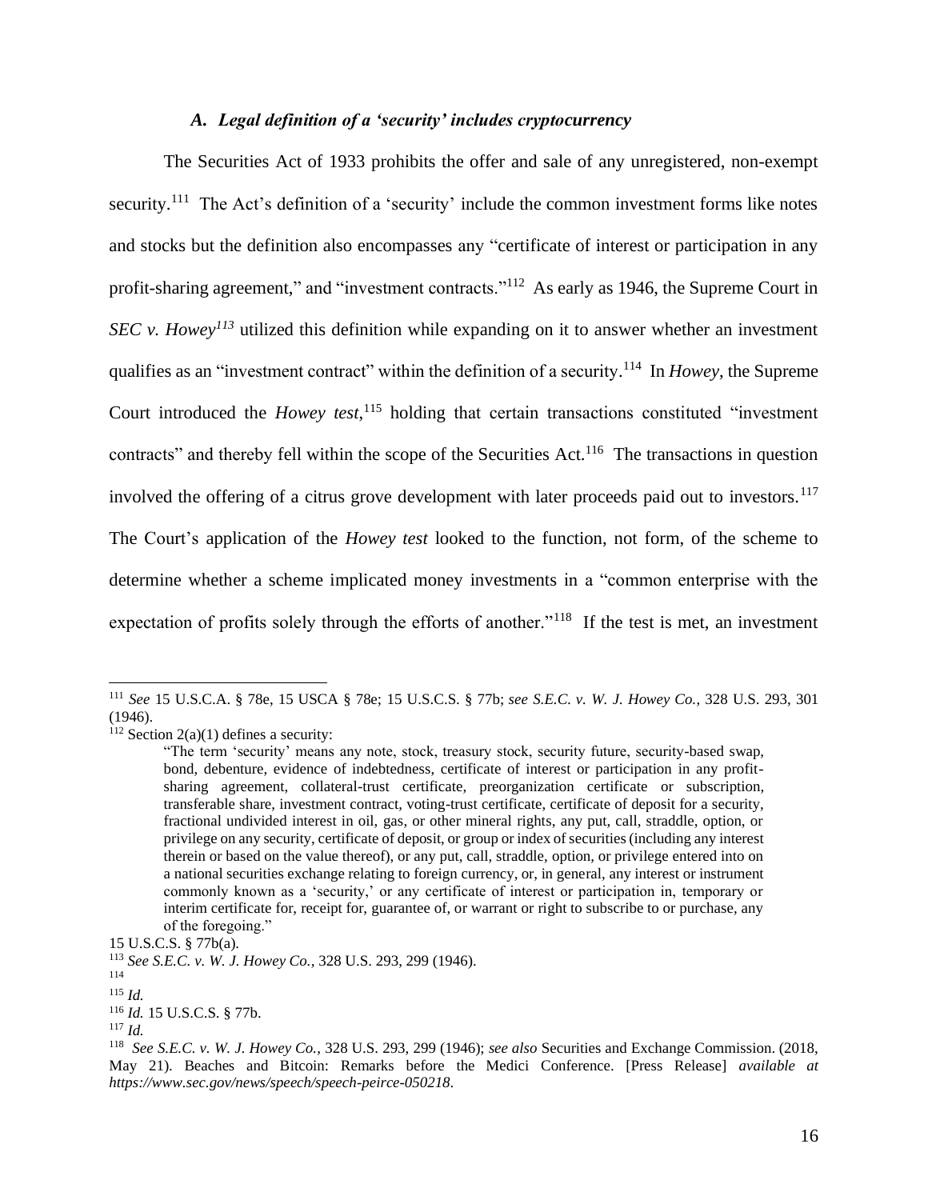### *A. Legal definition of a 'security' includes cryptocurrency*

The Securities Act of 1933 prohibits the offer and sale of any unregistered, non-exempt security.[111] The Act's definition of a 'security' include the common investment forms like notes and stocks but the definition also encompasses any "certificate of interest or participation in any profit-sharing agreement," and "investment contracts."[112] As early as 1946, the Supreme Court in *SEC v. Howey*[113] utilized this definition while expanding on it to answer whether an investment qualifies as an "investment contract" within the definition of a security.[114] In *Howey*, the Supreme Court introduced the *Howey test*,[115] holding that certain transactions constituted "investment contracts" and thereby fell within the scope of the Securities Act.[116] The transactions in question involved the offering of a citrus grove development with later proceeds paid out to investors.[117] The Court's application of the *Howey test* looked to the function, not form, of the scheme to determine whether a scheme implicated money investments in a "common enterprise with the expectation of profits solely through the efforts of another."[118] If the test is met, an investment

---

[111] *See* 15 U.S.C.A. § 78e, 15 USCA § 78e; 15 U.S.C.S. § 77b; *see S.E.C. v. W. J. Howey Co.,* 328 U.S. 293, 301 (1946).

[112] Section 2(a)(1) defines a security:

> "The term 'security' means any note, stock, treasury stock, security future, security-based swap, bond, debenture, evidence of indebtedness, certificate of interest or participation in any profit-sharing agreement, collateral-trust certificate, preorganization certificate or subscription, transferable share, investment contract, voting-trust certificate, certificate of deposit for a security, fractional undivided interest in oil, gas, or other mineral rights, any put, call, straddle, option, or privilege on any security, certificate of deposit, or group or index of securities (including any interest therein or based on the value thereof), or any put, call, straddle, option, or privilege entered into on a national securities exchange relating to foreign currency, or, in general, any interest or instrument commonly known as a 'security,' or any certificate of interest or participation in, temporary or interim certificate for, receipt for, guarantee of, or warrant or right to subscribe to or purchase, any of the foregoing."

15 U.S.C.S. § 77b(a).

[113] *See S.E.C. v. W. J. Howey Co.*, 328 U.S. 293, 299 (1946).

[114]

[115] *Id.*

[116] *Id.* 15 U.S.C.S. § 77b.

[117] *Id.*

[118] *See S.E.C. v. W. J. Howey Co.*, 328 U.S. 293, 299 (1946); *see also* Securities and Exchange Commission. (2018, May 21). Beaches and Bitcoin: Remarks before the Medici Conference. [Press Release] *available at https://www.sec.gov/news/speech/speech-peirce-050218*.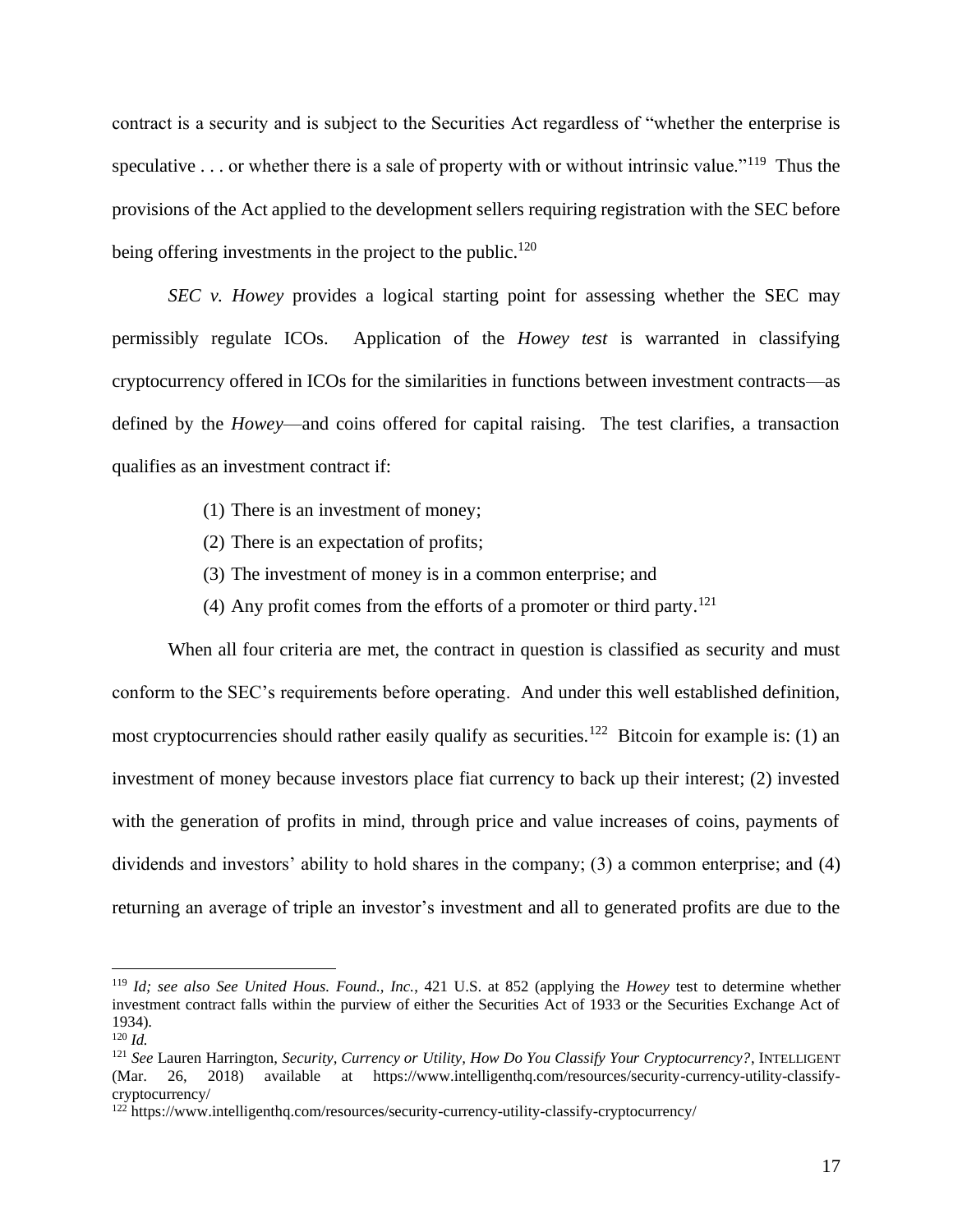contract is a security and is subject to the Securities Act regardless of "whether the enterprise is speculative . . . or whether there is a sale of property with or without intrinsic value."[119] Thus the provisions of the Act applied to the development sellers requiring registration with the SEC before being offering investments in the project to the public.[120]

*SEC v. Howey* provides a logical starting point for assessing whether the SEC may permissibly regulate ICOs. Application of the *Howey test* is warranted in classifying cryptocurrency offered in ICOs for the similarities in functions between investment contracts—as defined by the *Howey*—and coins offered for capital raising. The test clarifies, a transaction qualifies as an investment contract if:

(1) There is an investment of money;
(2) There is an expectation of profits;
(3) The investment of money is in a common enterprise; and
(4) Any profit comes from the efforts of a promoter or third party.[121]

When all four criteria are met, the contract in question is classified as security and must conform to the SEC's requirements before operating. And under this well established definition, most cryptocurrencies should rather easily qualify as securities.[122] Bitcoin for example is: (1) an investment of money because investors place fiat currency to back up their interest; (2) invested with the generation of profits in mind, through price and value increases of coins, payments of dividends and investors' ability to hold shares in the company; (3) a common enterprise; and (4) returning an average of triple an investor's investment and all to generated profits are due to the

---

[119] *Id; see also See United Hous. Found., Inc.*, 421 U.S. at 852 (applying the *Howey* test to determine whether investment contract falls within the purview of either the Securities Act of 1933 or the Securities Exchange Act of 1934).

[120] *Id.*

[121] *See* Lauren Harrington, *Security, Currency or Utility, How Do You Classify Your Cryptocurrency?*, INTELLIGENT (Mar. 26, 2018) available at https://www.intelligenthq.com/resources/security-currency-utility-classify-cryptocurrency/

[122] https://www.intelligenthq.com/resources/security-currency-utility-classify-cryptocurrency/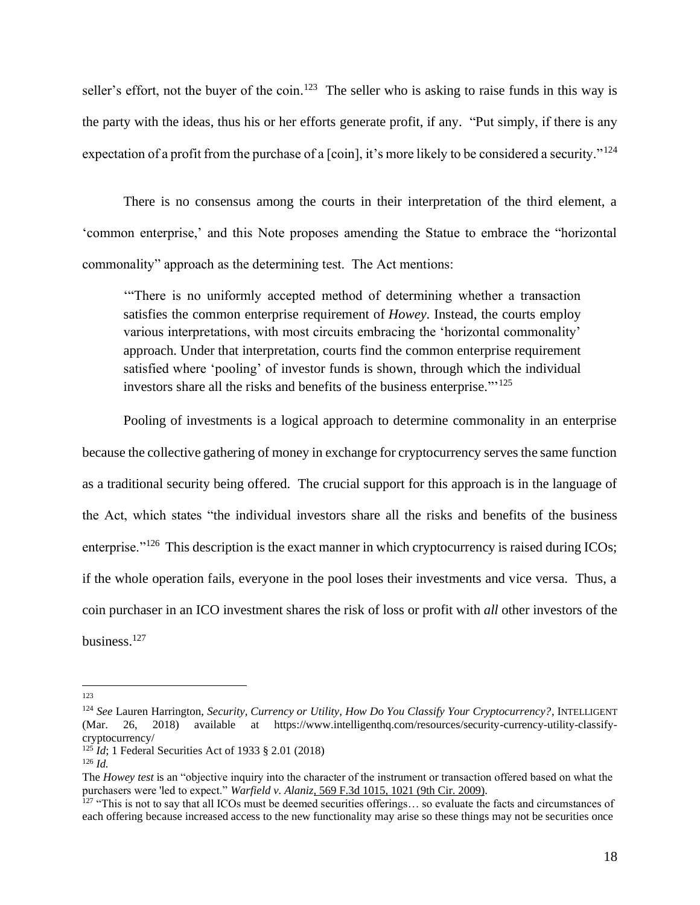seller's effort, not the buyer of the coin.[123] The seller who is asking to raise funds in this way is the party with the ideas, thus his or her efforts generate profit, if any. "Put simply, if there is any expectation of a profit from the purchase of a [coin], it's more likely to be considered a security."[124]

There is no consensus among the courts in their interpretation of the third element, a 'common enterprise,' and this Note proposes amending the Statue to embrace the "horizontal commonality" approach as the determining test. The Act mentions:

> '"There is no uniformly accepted method of determining whether a transaction satisfies the common enterprise requirement of *Howey*. Instead, the courts employ various interpretations, with most circuits embracing the 'horizontal commonality' approach. Under that interpretation, courts find the common enterprise requirement satisfied where 'pooling' of investor funds is shown, through which the individual investors share all the risks and benefits of the business enterprise."'[125]

Pooling of investments is a logical approach to determine commonality in an enterprise because the collective gathering of money in exchange for cryptocurrency serves the same function as a traditional security being offered. The crucial support for this approach is in the language of the Act, which states "the individual investors share all the risks and benefits of the business enterprise."[126] This description is the exact manner in which cryptocurrency is raised during ICOs; if the whole operation fails, everyone in the pool loses their investments and vice versa. Thus, a coin purchaser in an ICO investment shares the risk of loss or profit with *all* other investors of the business.[127]

---

[123]

[124] *See* Lauren Harrington, *Security, Currency or Utility, How Do You Classify Your Cryptocurrency?*, INTELLIGENT (Mar. 26, 2018) available at https://www.intelligenthq.com/resources/security-currency-utility-classify-cryptocurrency/

[125] *Id*; 1 Federal Securities Act of 1933 § 2.01 (2018)

[126] *Id.*

The *Howey test* is an "objective inquiry into the character of the instrument or transaction offered based on what the purchasers were 'led to expect." *Warfield v. Alaniz*, 569 F.3d 1015, 1021 (9th Cir. 2009).

[127] "This is not to say that all ICOs must be deemed securities offerings… so evaluate the facts and circumstances of each offering because increased access to the new functionality may arise so these things may not be securities once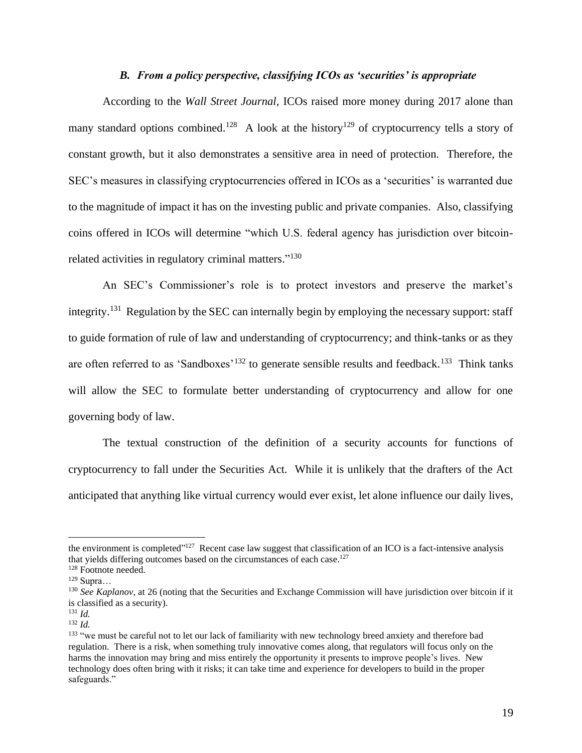### *B. From a policy perspective, classifying ICOs as 'securities' is appropriate*

According to the *Wall Street Journal*, ICOs raised more money during 2017 alone than many standard options combined.[128] A look at the history[129] of cryptocurrency tells a story of constant growth, but it also demonstrates a sensitive area in need of protection. Therefore, the SEC's measures in classifying cryptocurrencies offered in ICOs as a 'securities' is warranted due to the magnitude of impact it has on the investing public and private companies. Also, classifying coins offered in ICOs will determine "which U.S. federal agency has jurisdiction over bitcoin-related activities in regulatory criminal matters."[130]

An SEC's Commissioner's role is to protect investors and preserve the market's integrity.[131] Regulation by the SEC can internally begin by employing the necessary support: staff to guide formation of rule of law and understanding of cryptocurrency; and think-tanks or as they are often referred to as 'Sandboxes'[132] to generate sensible results and feedback.[133] Think tanks will allow the SEC to formulate better understanding of cryptocurrency and allow for one governing body of law.

The textual construction of the definition of a security accounts for functions of cryptocurrency to fall under the Securities Act. While it is unlikely that the drafters of the Act anticipated that anything like virtual currency would ever exist, let alone influence our daily lives,

---

the environment is completed"[127] Recent case law suggest that classification of an ICO is a fact-intensive analysis that yields differing outcomes based on the circumstances of each case.[127]

[128] Footnote needed.

[129] Supra…

[130] *See Kaplanov*, at 26 (noting that the Securities and Exchange Commission will have jurisdiction over bitcoin if it is classified as a security).

[131] *Id.*

[132] *Id.*

[133] "we must be careful not to let our lack of familiarity with new technology breed anxiety and therefore bad regulation. There is a risk, when something truly innovative comes along, that regulators will focus only on the harms the innovation may bring and miss entirely the opportunity it presents to improve people's lives. New technology does often bring with it risks; it can take time and experience for developers to build in the proper safeguards."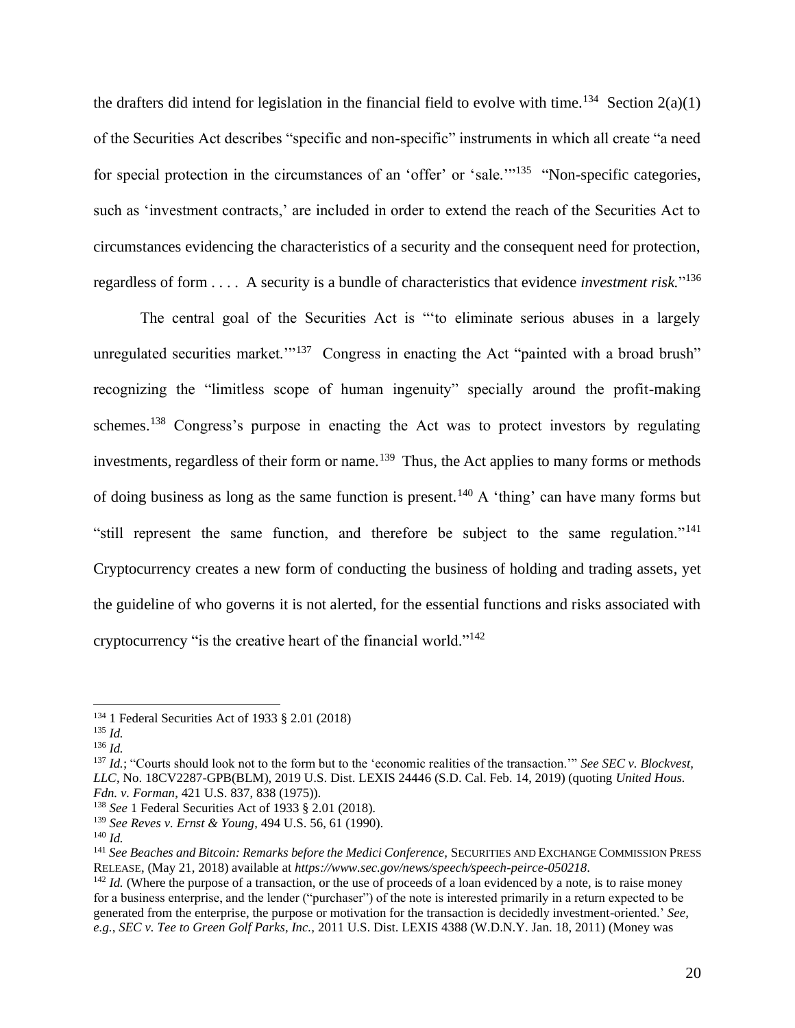the drafters did intend for legislation in the financial field to evolve with time.[134] Section 2(a)(1) of the Securities Act describes "specific and non-specific" instruments in which all create "a need for special protection in the circumstances of an 'offer' or 'sale.'"[135] "Non-specific categories, such as 'investment contracts,' are included in order to extend the reach of the Securities Act to circumstances evidencing the characteristics of a security and the consequent need for protection, regardless of form . . . . A security is a bundle of characteristics that evidence *investment risk.*"[136]

The central goal of the Securities Act is "'to eliminate serious abuses in a largely unregulated securities market.'"[137] Congress in enacting the Act "painted with a broad brush" recognizing the "limitless scope of human ingenuity" specially around the profit-making schemes.[138] Congress's purpose in enacting the Act was to protect investors by regulating investments, regardless of their form or name.[139] Thus, the Act applies to many forms or methods of doing business as long as the same function is present.[140] A 'thing' can have many forms but "still represent the same function, and therefore be subject to the same regulation."[141] Cryptocurrency creates a new form of conducting the business of holding and trading assets, yet the guideline of who governs it is not alerted, for the essential functions and risks associated with cryptocurrency "is the creative heart of the financial world."[142]

---

[134] 1 Federal Securities Act of 1933 § 2.01 (2018)

[135] *Id.*

[136] *Id.*

[137] *Id.*; "Courts should look not to the form but to the 'economic realities of the transaction.'" *See SEC v. Blockvest, LLC*, No. 18CV2287-GPB(BLM), 2019 U.S. Dist. LEXIS 24446 (S.D. Cal. Feb. 14, 2019) (quoting *United Hous. Fdn. v. Forman*, 421 U.S. 837, 838 (1975)).

[138] *See* 1 Federal Securities Act of 1933 § 2.01 (2018).

[139] *See Reves v. Ernst & Young*, 494 U.S. 56, 61 (1990).

[140] *Id.*

[141] *See Beaches and Bitcoin: Remarks before the Medici Conference,* SECURITIES AND EXCHANGE COMMISSION PRESS RELEASE, (May 21, 2018) available at *https://www.sec.gov/news/speech/speech-peirce-050218*.

[142] *Id.* (Where the purpose of a transaction, or the use of proceeds of a loan evidenced by a note, is to raise money for a business enterprise, and the lender ("purchaser") of the note is interested primarily in a return expected to be generated from the enterprise, the purpose or motivation for the transaction is decidedly investment-oriented.' *See, e.g., SEC v. Tee to Green Golf Parks, Inc.,* 2011 U.S. Dist. LEXIS 4388 (W.D.N.Y. Jan. 18, 2011) (Money was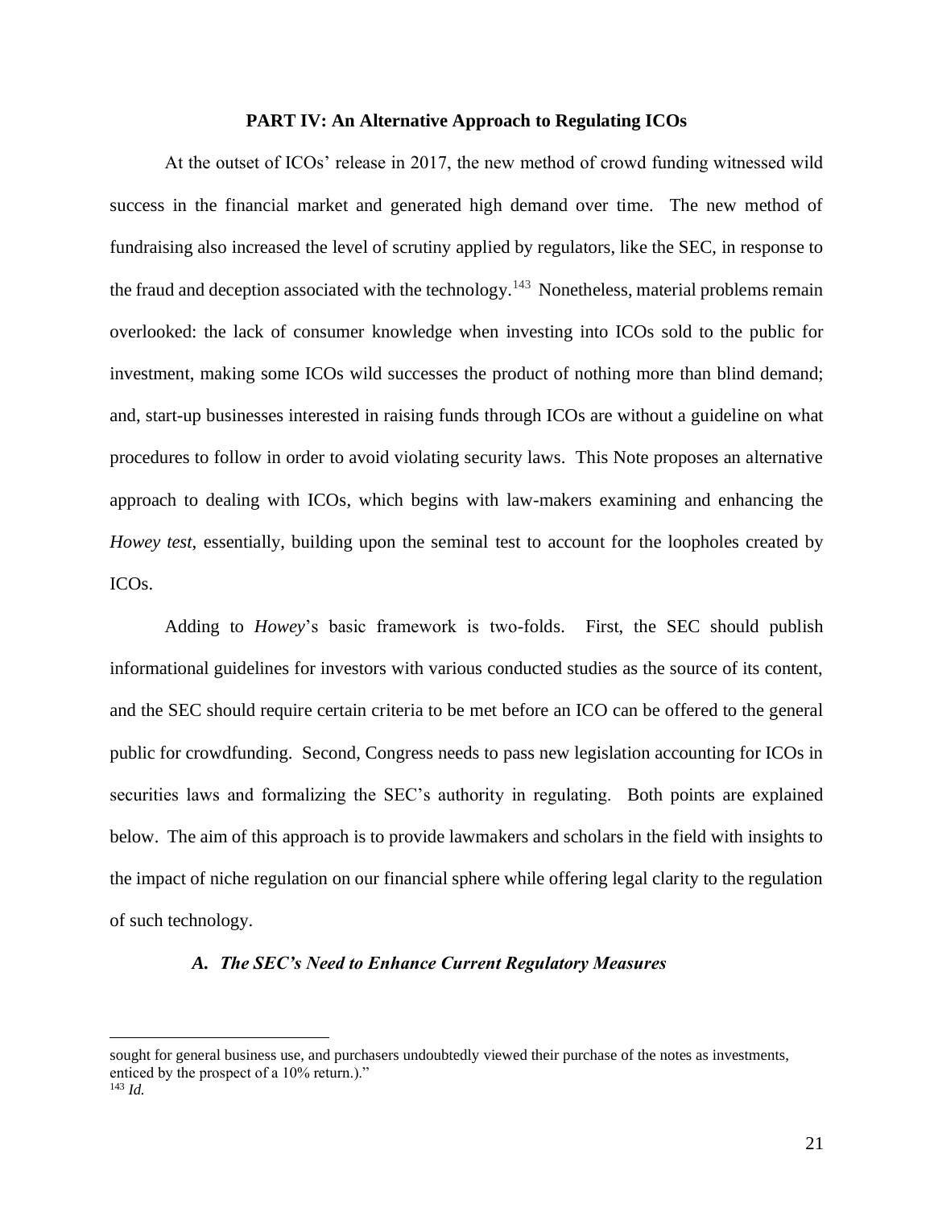## PART IV: An Alternative Approach to Regulating ICOs

At the outset of ICOs' release in 2017, the new method of crowd funding witnessed wild success in the financial market and generated high demand over time. The new method of fundraising also increased the level of scrutiny applied by regulators, like the SEC, in response to the fraud and deception associated with the technology.[143] Nonetheless, material problems remain overlooked: the lack of consumer knowledge when investing into ICOs sold to the public for investment, making some ICOs wild successes the product of nothing more than blind demand; and, start-up businesses interested in raising funds through ICOs are without a guideline on what procedures to follow in order to avoid violating security laws. This Note proposes an alternative approach to dealing with ICOs, which begins with law-makers examining and enhancing the *Howey test*, essentially, building upon the seminal test to account for the loopholes created by ICOs.

Adding to *Howey*'s basic framework is two-folds. First, the SEC should publish informational guidelines for investors with various conducted studies as the source of its content, and the SEC should require certain criteria to be met before an ICO can be offered to the general public for crowdfunding. Second, Congress needs to pass new legislation accounting for ICOs in securities laws and formalizing the SEC's authority in regulating. Both points are explained below. The aim of this approach is to provide lawmakers and scholars in the field with insights to the impact of niche regulation on our financial sphere while offering legal clarity to the regulation of such technology.

### *A. The SEC's Need to Enhance Current Regulatory Measures*

---

sought for general business use, and purchasers undoubtedly viewed their purchase of the notes as investments, enticed by the prospect of a 10% return.)."

[143] *Id.*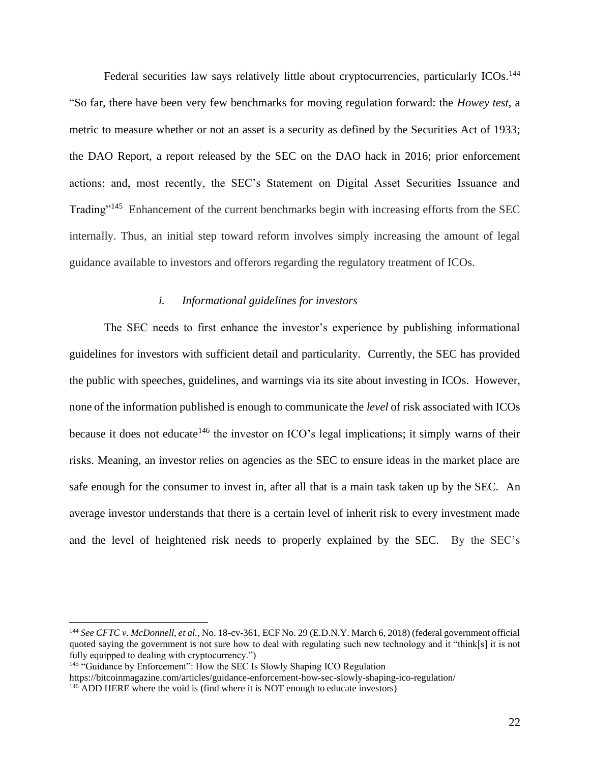Federal securities law says relatively little about cryptocurrencies, particularly ICOs.[144] "So far, there have been very few benchmarks for moving regulation forward: the *Howey test*, a metric to measure whether or not an asset is a security as defined by the Securities Act of 1933; the DAO Report, a report released by the SEC on the DAO hack in 2016; prior enforcement actions; and, most recently, the SEC's Statement on Digital Asset Securities Issuance and Trading"[145] Enhancement of the current benchmarks begin with increasing efforts from the SEC internally. Thus, an initial step toward reform involves simply increasing the amount of legal guidance available to investors and offerors regarding the regulatory treatment of ICOs.

#### *i. Informational guidelines for investors*

The SEC needs to first enhance the investor's experience by publishing informational guidelines for investors with sufficient detail and particularity. Currently, the SEC has provided the public with speeches, guidelines, and warnings via its site about investing in ICOs. However, none of the information published is enough to communicate the *level* of risk associated with ICOs because it does not educate[146] the investor on ICO's legal implications; it simply warns of their risks. Meaning, an investor relies on agencies as the SEC to ensure ideas in the market place are safe enough for the consumer to invest in, after all that is a main task taken up by the SEC. An average investor understands that there is a certain level of inherit risk to every investment made and the level of heightened risk needs to properly explained by the SEC. By the SEC's

---

[144] *See CFTC v. McDonnell, et al.*, No. 18-cv-361, ECF No. 29 (E.D.N.Y. March 6, 2018) (federal government official quoted saying the government is not sure how to deal with regulating such new technology and it "think[s] it is not fully equipped to dealing with cryptocurrency.")

[145] "Guidance by Enforcement": How the SEC Is Slowly Shaping ICO Regulation https://bitcoinmagazine.com/articles/guidance-enforcement-how-sec-slowly-shaping-ico-regulation/

[146] ADD HERE where the void is (find where it is NOT enough to educate investors)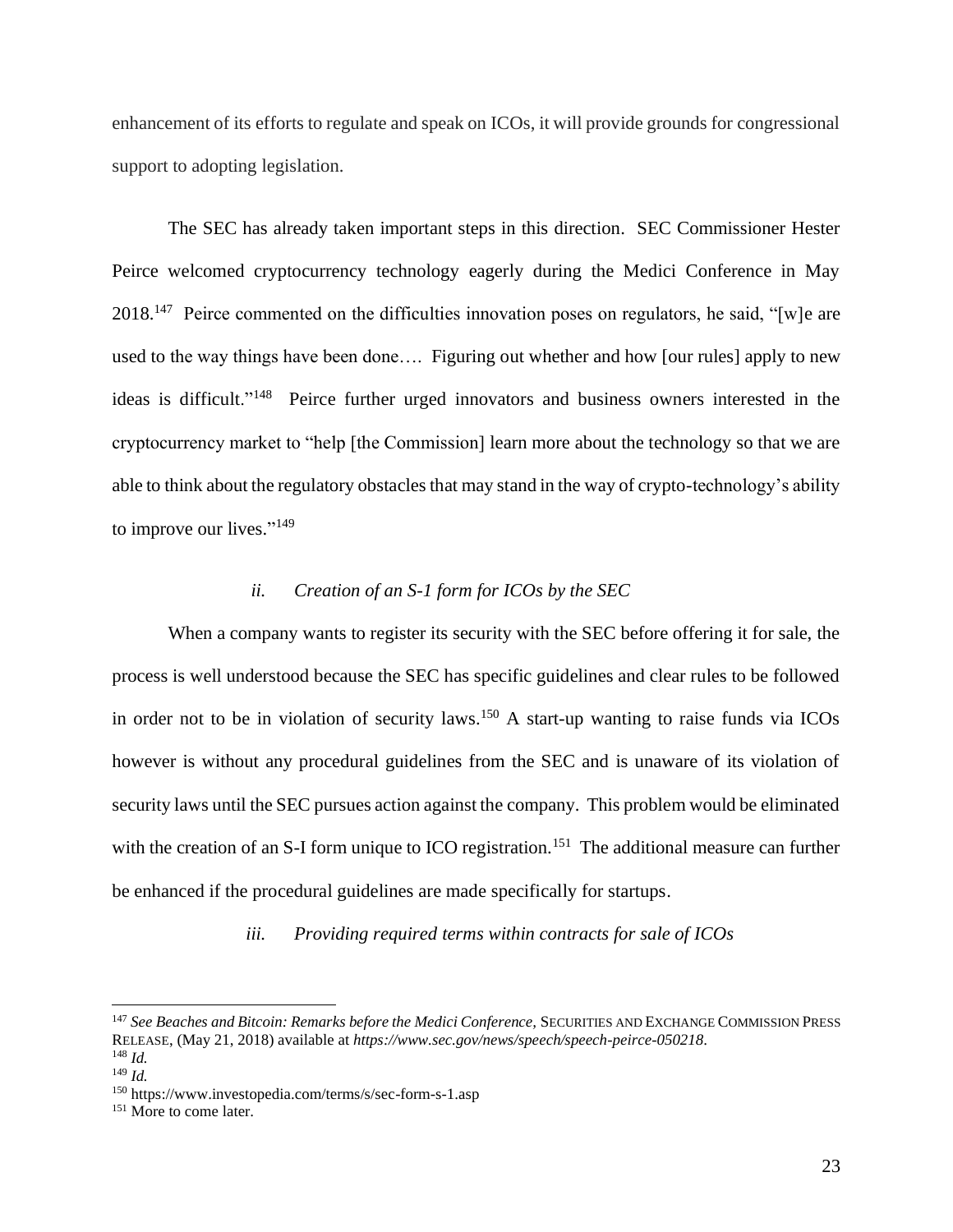enhancement of its efforts to regulate and speak on ICOs, it will provide grounds for congressional support to adopting legislation.

The SEC has already taken important steps in this direction. SEC Commissioner Hester Peirce welcomed cryptocurrency technology eagerly during the Medici Conference in May 2018.[147] Peirce commented on the difficulties innovation poses on regulators, he said, "[w]e are used to the way things have been done…. Figuring out whether and how [our rules] apply to new ideas is difficult."[148] Peirce further urged innovators and business owners interested in the cryptocurrency market to "help [the Commission] learn more about the technology so that we are able to think about the regulatory obstacles that may stand in the way of crypto-technology's ability to improve our lives."[149]

### *ii. Creation of an S-1 form for ICOs by the SEC*

When a company wants to register its security with the SEC before offering it for sale, the process is well understood because the SEC has specific guidelines and clear rules to be followed in order not to be in violation of security laws.[150] A start-up wanting to raise funds via ICOs however is without any procedural guidelines from the SEC and is unaware of its violation of security laws until the SEC pursues action against the company. This problem would be eliminated with the creation of an S-I form unique to ICO registration.[151] The additional measure can further be enhanced if the procedural guidelines are made specifically for startups.

### *iii. Providing required terms within contracts for sale of ICOs*

---

[147] *See Beaches and Bitcoin: Remarks before the Medici Conference,* SECURITIES AND EXCHANGE COMMISSION PRESS RELEASE, (May 21, 2018) available at *https://www.sec.gov/news/speech/speech-peirce-050218*.

[148] *Id.*

[149] *Id.*

[150] https://www.investopedia.com/terms/s/sec-form-s-1.asp

[151] More to come later.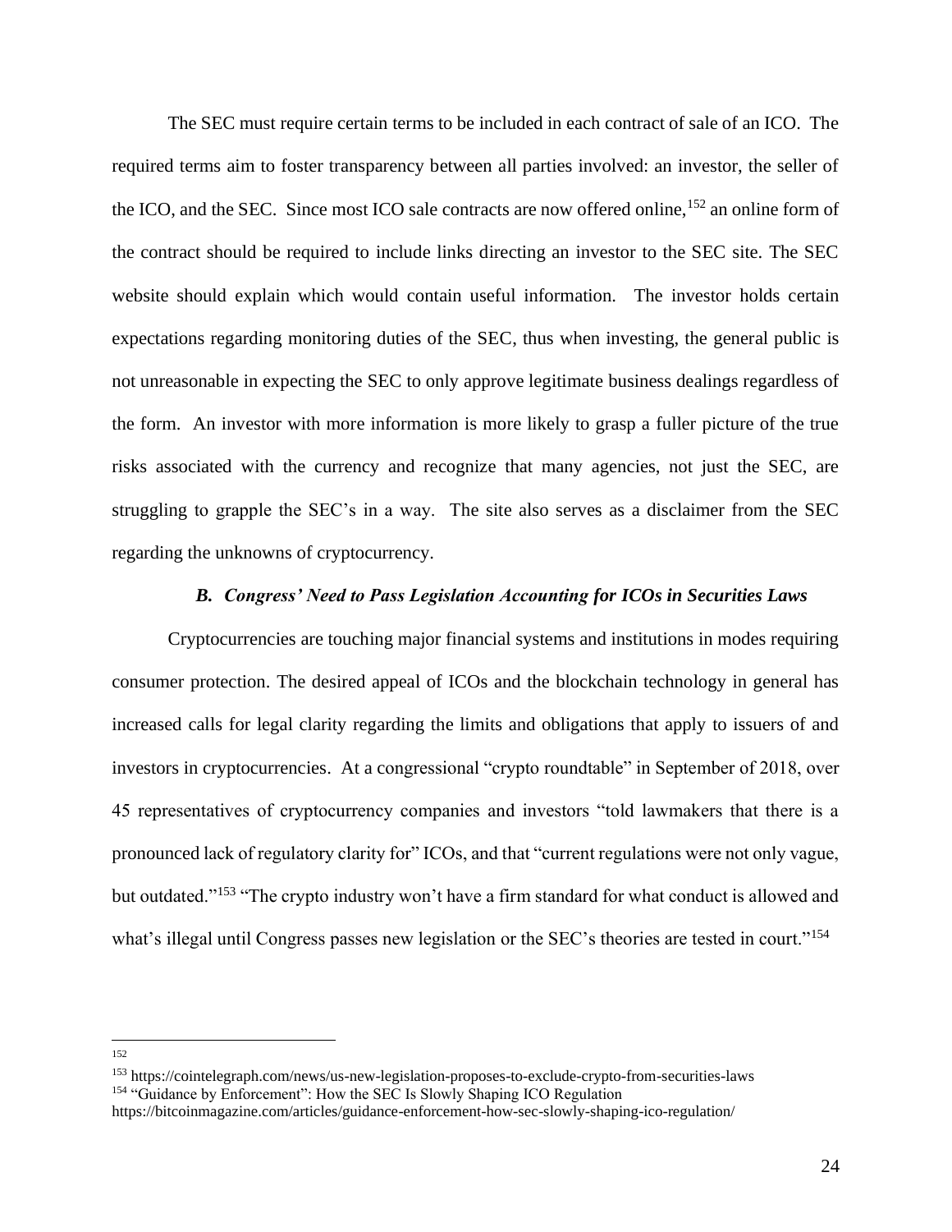The SEC must require certain terms to be included in each contract of sale of an ICO. The required terms aim to foster transparency between all parties involved: an investor, the seller of the ICO, and the SEC. Since most ICO sale contracts are now offered online,[152] an online form of the contract should be required to include links directing an investor to the SEC site. The SEC website should explain which would contain useful information. The investor holds certain expectations regarding monitoring duties of the SEC, thus when investing, the general public is not unreasonable in expecting the SEC to only approve legitimate business dealings regardless of the form. An investor with more information is more likely to grasp a fuller picture of the true risks associated with the currency and recognize that many agencies, not just the SEC, are struggling to grapple the SEC's in a way. The site also serves as a disclaimer from the SEC regarding the unknowns of cryptocurrency.

### *B. Congress' Need to Pass Legislation Accounting for ICOs in Securities Laws*

Cryptocurrencies are touching major financial systems and institutions in modes requiring consumer protection. The desired appeal of ICOs and the blockchain technology in general has increased calls for legal clarity regarding the limits and obligations that apply to issuers of and investors in cryptocurrencies. At a congressional "crypto roundtable" in September of 2018, over 45 representatives of cryptocurrency companies and investors "told lawmakers that there is a pronounced lack of regulatory clarity for" ICOs, and that "current regulations were not only vague, but outdated."[153] "The crypto industry won't have a firm standard for what conduct is allowed and what's illegal until Congress passes new legislation or the SEC's theories are tested in court."[154]

---

[152]

[153] https://cointelegraph.com/news/us-new-legislation-proposes-to-exclude-crypto-from-securities-laws

[154] "Guidance by Enforcement": How the SEC Is Slowly Shaping ICO Regulation https://bitcoinmagazine.com/articles/guidance-enforcement-how-sec-slowly-shaping-ico-regulation/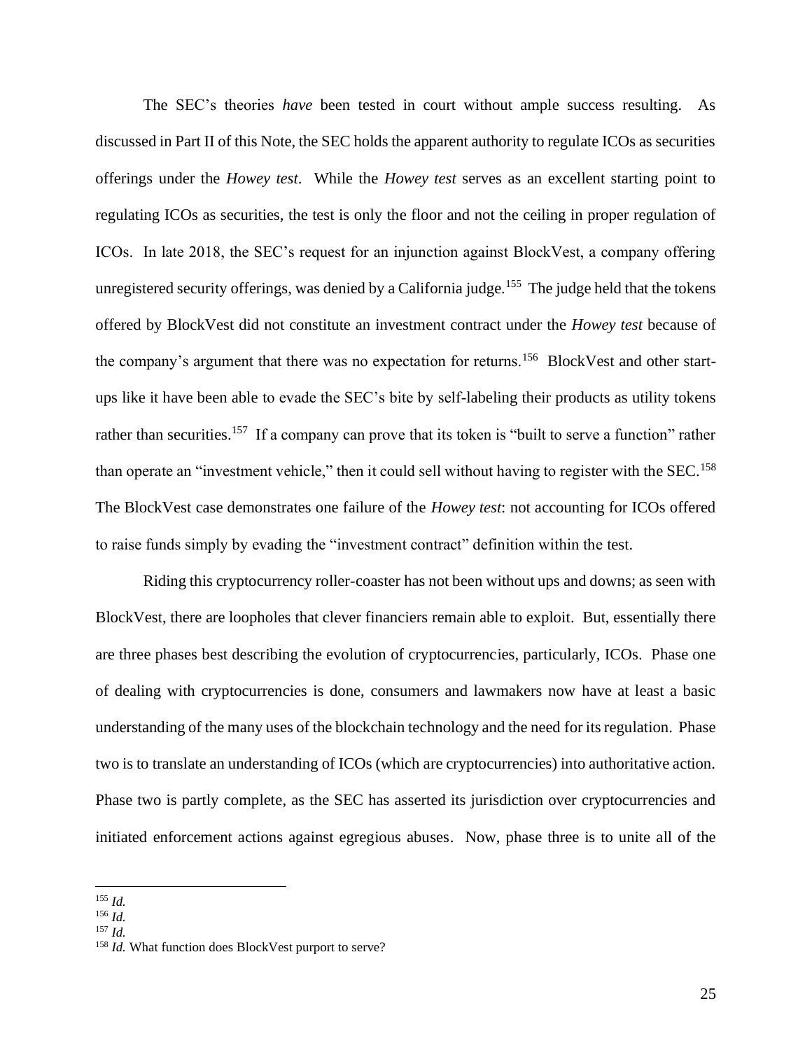The SEC's theories *have* been tested in court without ample success resulting. As discussed in Part II of this Note, the SEC holds the apparent authority to regulate ICOs as securities offerings under the *Howey test*. While the *Howey test* serves as an excellent starting point to regulating ICOs as securities, the test is only the floor and not the ceiling in proper regulation of ICOs. In late 2018, the SEC's request for an injunction against BlockVest, a company offering unregistered security offerings, was denied by a California judge.[155] The judge held that the tokens offered by BlockVest did not constitute an investment contract under the *Howey test* because of the company's argument that there was no expectation for returns.[156] BlockVest and other start-ups like it have been able to evade the SEC's bite by self-labeling their products as utility tokens rather than securities.[157] If a company can prove that its token is "built to serve a function" rather than operate an "investment vehicle," then it could sell without having to register with the SEC.[158] The BlockVest case demonstrates one failure of the *Howey test*: not accounting for ICOs offered to raise funds simply by evading the "investment contract" definition within the test.

Riding this cryptocurrency roller-coaster has not been without ups and downs; as seen with BlockVest, there are loopholes that clever financiers remain able to exploit. But, essentially there are three phases best describing the evolution of cryptocurrencies, particularly, ICOs. Phase one of dealing with cryptocurrencies is done, consumers and lawmakers now have at least a basic understanding of the many uses of the blockchain technology and the need for its regulation. Phase two is to translate an understanding of ICOs (which are cryptocurrencies) into authoritative action. Phase two is partly complete, as the SEC has asserted its jurisdiction over cryptocurrencies and initiated enforcement actions against egregious abuses. Now, phase three is to unite all of the

---

[155] *Id.*

[156] *Id.*

[157] *Id.*

[158] *Id.* What function does BlockVest purport to serve?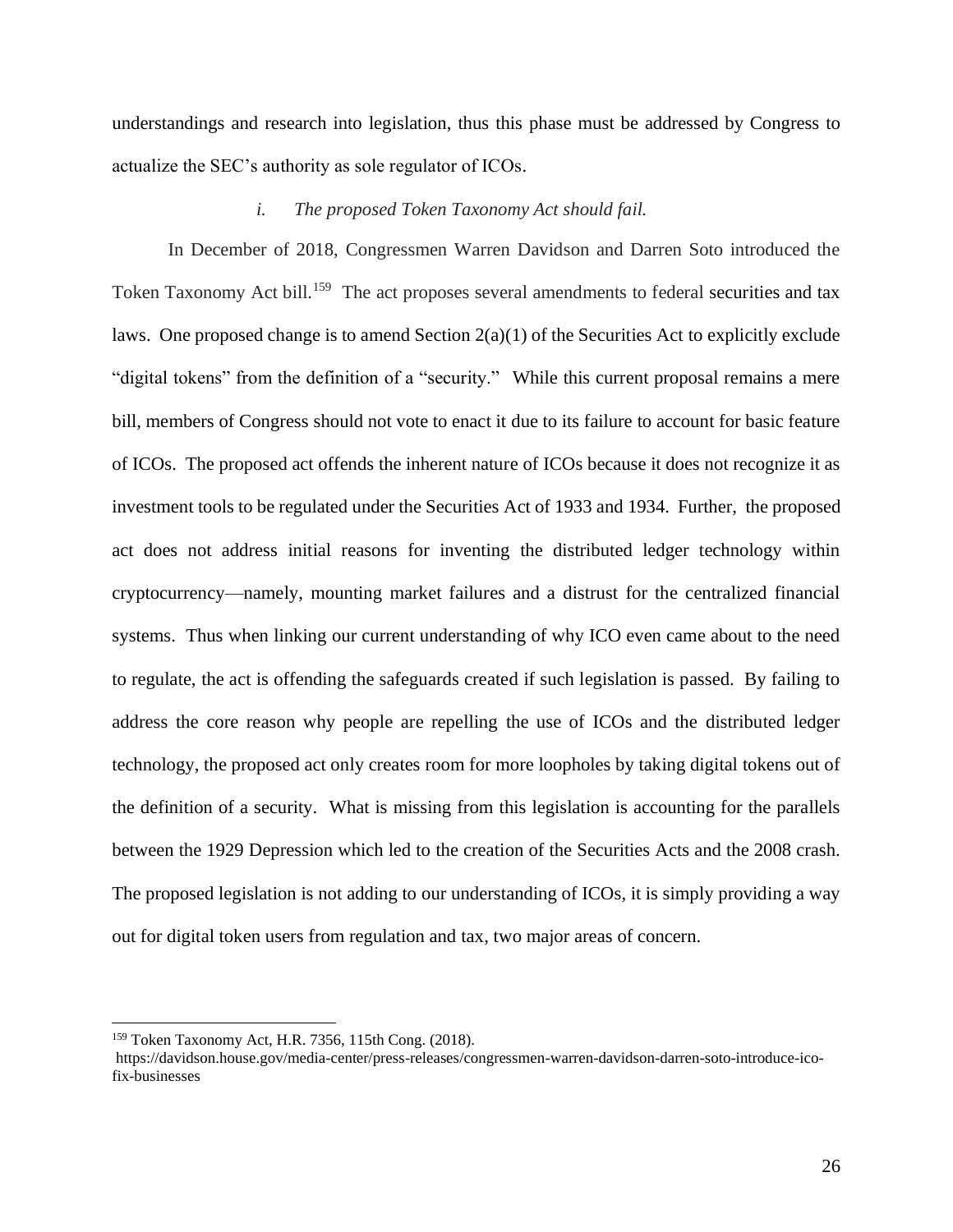understandings and research into legislation, thus this phase must be addressed by Congress to actualize the SEC's authority as sole regulator of ICOs.

### *i. The proposed Token Taxonomy Act should fail.*

In December of 2018, Congressmen Warren Davidson and Darren Soto introduced the Token Taxonomy Act bill.[159] The act proposes several amendments to federal securities and tax laws. One proposed change is to amend Section 2(a)(1) of the Securities Act to explicitly exclude "digital tokens" from the definition of a "security." While this current proposal remains a mere bill, members of Congress should not vote to enact it due to its failure to account for basic feature of ICOs. The proposed act offends the inherent nature of ICOs because it does not recognize it as investment tools to be regulated under the Securities Act of 1933 and 1934. Further, the proposed act does not address initial reasons for inventing the distributed ledger technology within cryptocurrency—namely, mounting market failures and a distrust for the centralized financial systems. Thus when linking our current understanding of why ICO even came about to the need to regulate, the act is offending the safeguards created if such legislation is passed. By failing to address the core reason why people are repelling the use of ICOs and the distributed ledger technology, the proposed act only creates room for more loopholes by taking digital tokens out of the definition of a security. What is missing from this legislation is accounting for the parallels between the 1929 Depression which led to the creation of the Securities Acts and the 2008 crash. The proposed legislation is not adding to our understanding of ICOs, it is simply providing a way out for digital token users from regulation and tax, two major areas of concern.

---

[159] Token Taxonomy Act, H.R. 7356, 115th Cong. (2018).
https://davidson.house.gov/media-center/press-releases/congressmen-warren-davidson-darren-soto-introduce-ico-fix-businesses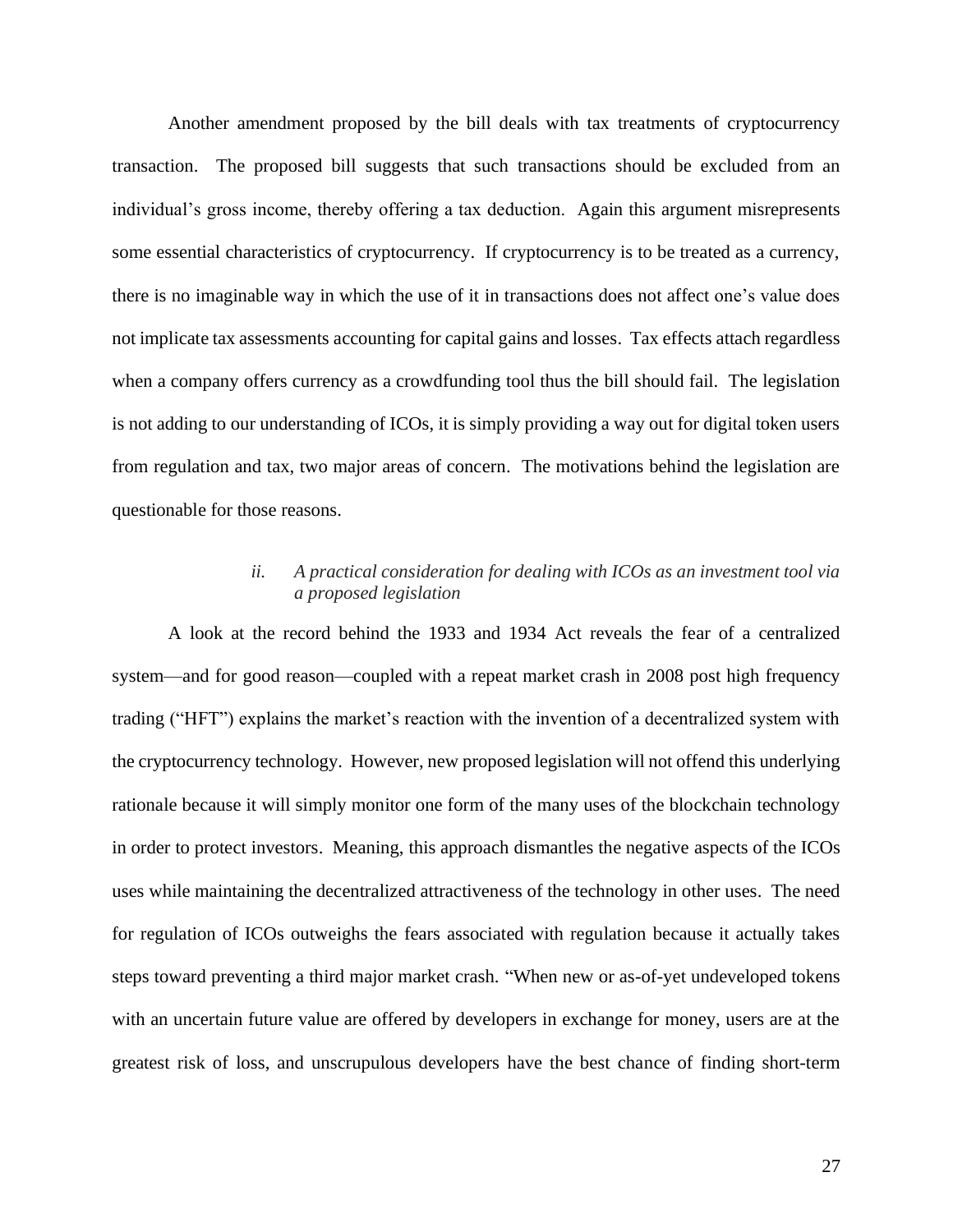Another amendment proposed by the bill deals with tax treatments of cryptocurrency transaction. The proposed bill suggests that such transactions should be excluded from an individual's gross income, thereby offering a tax deduction. Again this argument misrepresents some essential characteristics of cryptocurrency. If cryptocurrency is to be treated as a currency, there is no imaginable way in which the use of it in transactions does not affect one's value does not implicate tax assessments accounting for capital gains and losses. Tax effects attach regardless when a company offers currency as a crowdfunding tool thus the bill should fail. The legislation is not adding to our understanding of ICOs, it is simply providing a way out for digital token users from regulation and tax, two major areas of concern. The motivations behind the legislation are questionable for those reasons.

*ii. A practical consideration for dealing with ICOs as an investment tool via a proposed legislation*

A look at the record behind the 1933 and 1934 Act reveals the fear of a centralized system—and for good reason—coupled with a repeat market crash in 2008 post high frequency trading ("HFT") explains the market's reaction with the invention of a decentralized system with the cryptocurrency technology. However, new proposed legislation will not offend this underlying rationale because it will simply monitor one form of the many uses of the blockchain technology in order to protect investors. Meaning, this approach dismantles the negative aspects of the ICOs uses while maintaining the decentralized attractiveness of the technology in other uses. The need for regulation of ICOs outweighs the fears associated with regulation because it actually takes steps toward preventing a third major market crash. "When new or as-of-yet undeveloped tokens with an uncertain future value are offered by developers in exchange for money, users are at the greatest risk of loss, and unscrupulous developers have the best chance of finding short-term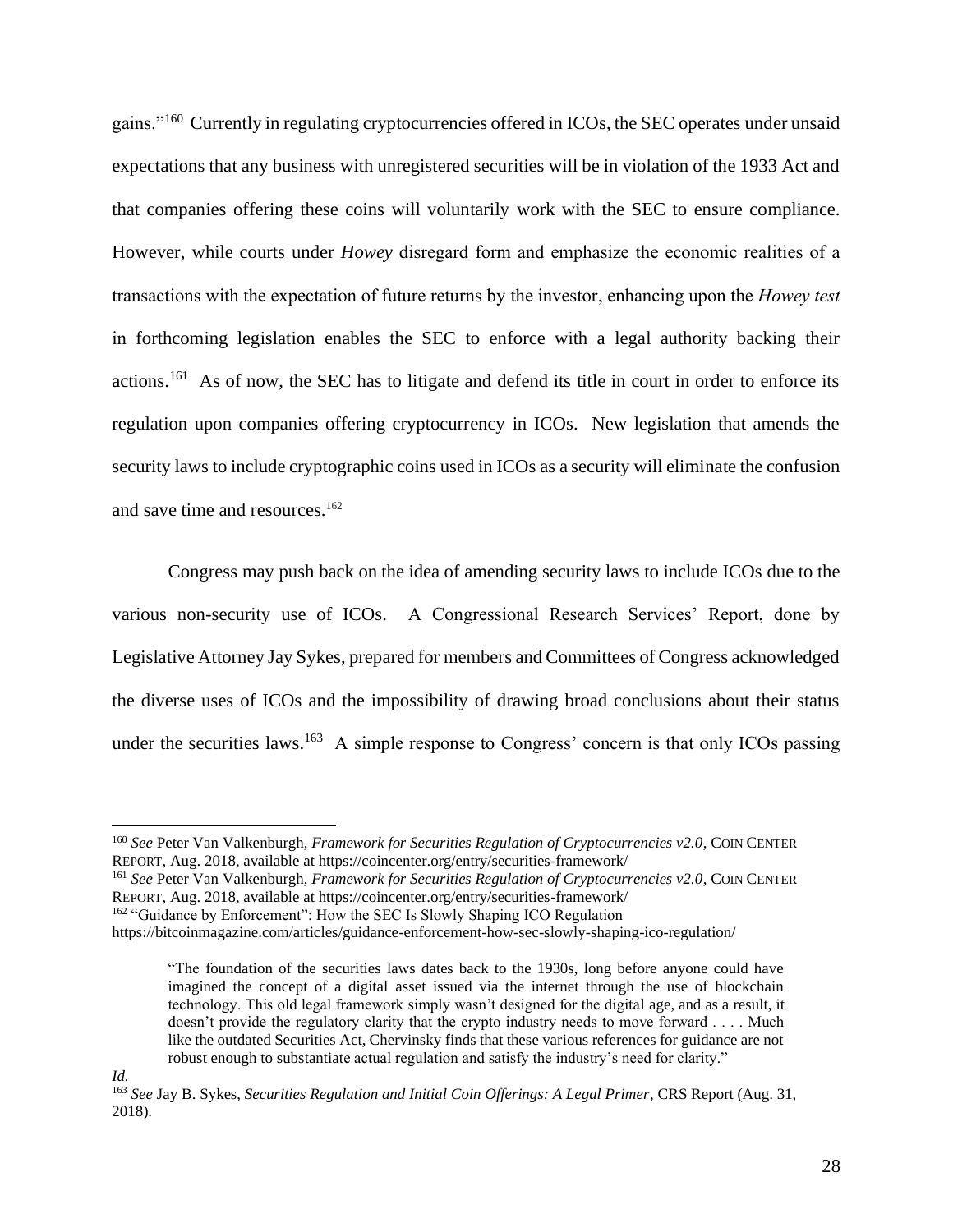gains."[160] Currently in regulating cryptocurrencies offered in ICOs, the SEC operates under unsaid expectations that any business with unregistered securities will be in violation of the 1933 Act and that companies offering these coins will voluntarily work with the SEC to ensure compliance. However, while courts under *Howey* disregard form and emphasize the economic realities of a transactions with the expectation of future returns by the investor, enhancing upon the *Howey test* in forthcoming legislation enables the SEC to enforce with a legal authority backing their actions.[161] As of now, the SEC has to litigate and defend its title in court in order to enforce its regulation upon companies offering cryptocurrency in ICOs. New legislation that amends the security laws to include cryptographic coins used in ICOs as a security will eliminate the confusion and save time and resources.[162]

Congress may push back on the idea of amending security laws to include ICOs due to the various non-security use of ICOs. A Congressional Research Services' Report, done by Legislative Attorney Jay Sykes, prepared for members and Committees of Congress acknowledged the diverse uses of ICOs and the impossibility of drawing broad conclusions about their status under the securities laws.[163] A simple response to Congress' concern is that only ICOs passing

---

[160] *See* Peter Van Valkenburgh, *Framework for Securities Regulation of Cryptocurrencies v2.0*, COIN CENTER REPORT, Aug. 2018, available at https://coincenter.org/entry/securities-framework/

[161] *See* Peter Van Valkenburgh, *Framework for Securities Regulation of Cryptocurrencies v2.0*, COIN CENTER REPORT, Aug. 2018, available at https://coincenter.org/entry/securities-framework/

[162] "Guidance by Enforcement": How the SEC Is Slowly Shaping ICO Regulation https://bitcoinmagazine.com/articles/guidance-enforcement-how-sec-slowly-shaping-ico-regulation/

> "The foundation of the securities laws dates back to the 1930s, long before anyone could have imagined the concept of a digital asset issued via the internet through the use of blockchain technology. This old legal framework simply wasn't designed for the digital age, and as a result, it doesn't provide the regulatory clarity that the crypto industry needs to move forward . . . . Much like the outdated Securities Act, Chervinsky finds that these various references for guidance are not robust enough to substantiate actual regulation and satisfy the industry's need for clarity."

*Id.*

[163] *See* Jay B. Sykes, *Securities Regulation and Initial Coin Offerings: A Legal Primer*, CRS Report (Aug. 31, 2018).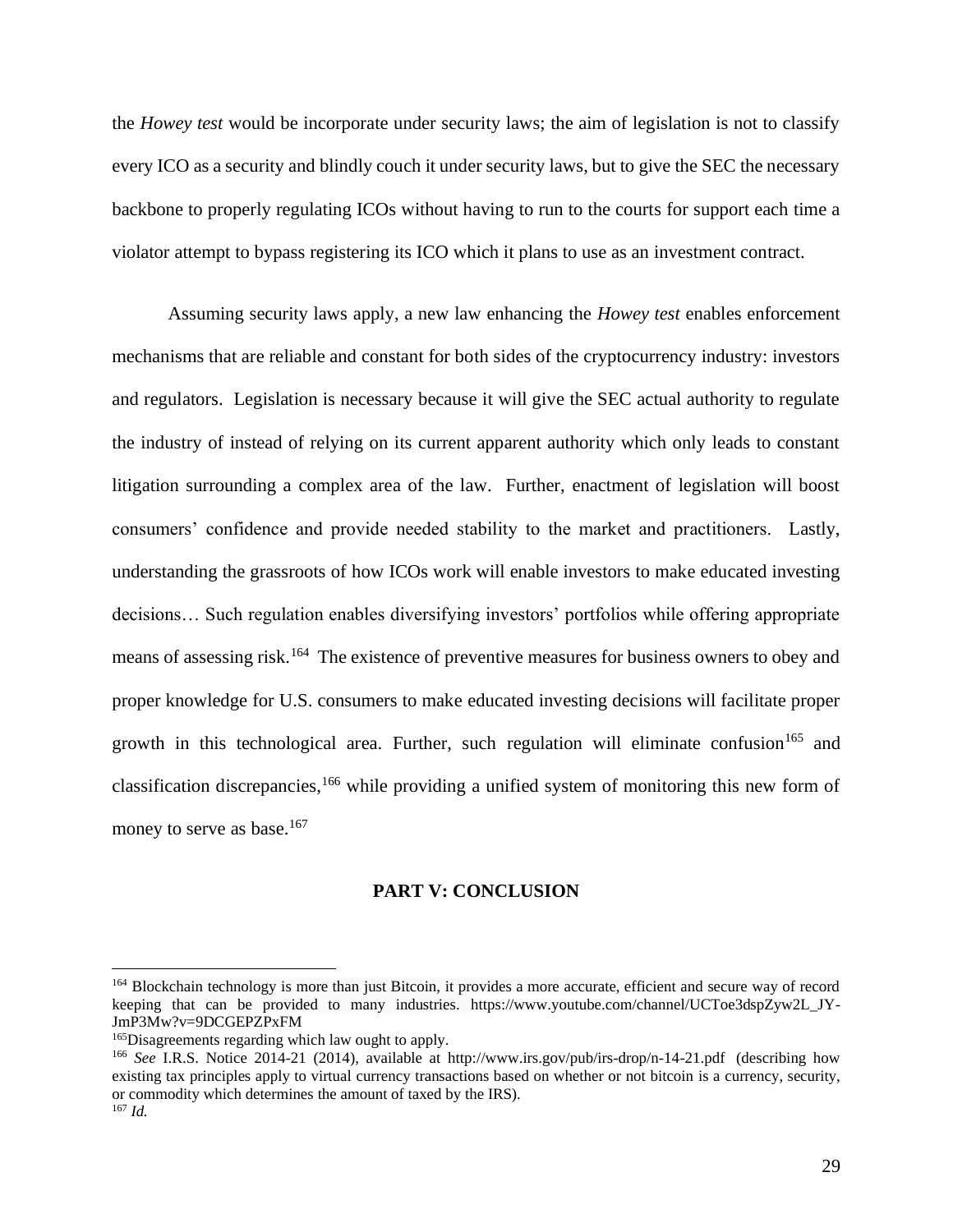the *Howey test* would be incorporate under security laws; the aim of legislation is not to classify every ICO as a security and blindly couch it under security laws, but to give the SEC the necessary backbone to properly regulating ICOs without having to run to the courts for support each time a violator attempt to bypass registering its ICO which it plans to use as an investment contract.

Assuming security laws apply, a new law enhancing the *Howey test* enables enforcement mechanisms that are reliable and constant for both sides of the cryptocurrency industry: investors and regulators. Legislation is necessary because it will give the SEC actual authority to regulate the industry of instead of relying on its current apparent authority which only leads to constant litigation surrounding a complex area of the law. Further, enactment of legislation will boost consumers' confidence and provide needed stability to the market and practitioners. Lastly, understanding the grassroots of how ICOs work will enable investors to make educated investing decisions… Such regulation enables diversifying investors' portfolios while offering appropriate means of assessing risk.[164] The existence of preventive measures for business owners to obey and proper knowledge for U.S. consumers to make educated investing decisions will facilitate proper growth in this technological area. Further, such regulation will eliminate confusion[165] and classification discrepancies,[166] while providing a unified system of monitoring this new form of money to serve as base.[167]

## PART V: CONCLUSION

---

[164] Blockchain technology is more than just Bitcoin, it provides a more accurate, efficient and secure way of record keeping that can be provided to many industries. https://www.youtube.com/channel/UCToe3dspZyw2L_JY-JmP3Mw?v=9DCGEPZPxFM

[165] Disagreements regarding which law ought to apply.

[166] *See* I.R.S. Notice 2014-21 (2014), available at http://www.irs.gov/pub/irs-drop/n-14-21.pdf (describing how existing tax principles apply to virtual currency transactions based on whether or not bitcoin is a currency, security, or commodity which determines the amount of taxed by the IRS).

[167] *Id.*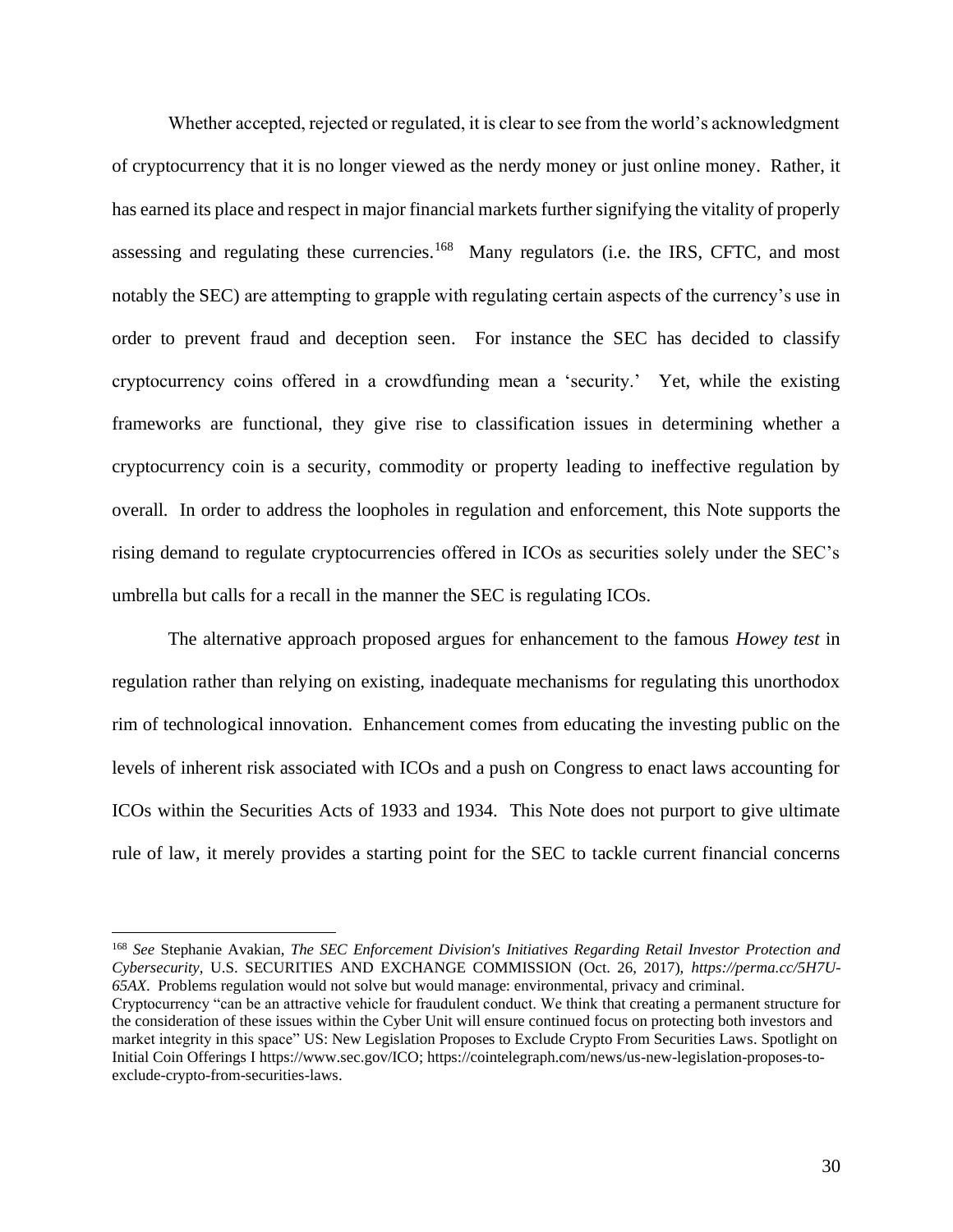Whether accepted, rejected or regulated, it is clear to see from the world's acknowledgment of cryptocurrency that it is no longer viewed as the nerdy money or just online money. Rather, it has earned its place and respect in major financial markets further signifying the vitality of properly assessing and regulating these currencies.[168] Many regulators (i.e. the IRS, CFTC, and most notably the SEC) are attempting to grapple with regulating certain aspects of the currency's use in order to prevent fraud and deception seen. For instance the SEC has decided to classify cryptocurrency coins offered in a crowdfunding mean a 'security.' Yet, while the existing frameworks are functional, they give rise to classification issues in determining whether a cryptocurrency coin is a security, commodity or property leading to ineffective regulation by overall. In order to address the loopholes in regulation and enforcement, this Note supports the rising demand to regulate cryptocurrencies offered in ICOs as securities solely under the SEC's umbrella but calls for a recall in the manner the SEC is regulating ICOs.

The alternative approach proposed argues for enhancement to the famous *Howey test* in regulation rather than relying on existing, inadequate mechanisms for regulating this unorthodox rim of technological innovation. Enhancement comes from educating the investing public on the levels of inherent risk associated with ICOs and a push on Congress to enact laws accounting for ICOs within the Securities Acts of 1933 and 1934. This Note does not purport to give ultimate rule of law, it merely provides a starting point for the SEC to tackle current financial concerns

---

[168] *See* Stephanie Avakian, *The SEC Enforcement Division's Initiatives Regarding Retail Investor Protection and Cybersecurity*, U.S. SECURITIES AND EXCHANGE COMMISSION (Oct. 26, 2017), *https://perma.cc/5H7U-65AX*. Problems regulation would not solve but would manage: environmental, privacy and criminal. Cryptocurrency "can be an attractive vehicle for fraudulent conduct. We think that creating a permanent structure for the consideration of these issues within the Cyber Unit will ensure continued focus on protecting both investors and market integrity in this space" US: New Legislation Proposes to Exclude Crypto From Securities Laws. Spotlight on Initial Coin Offerings I https://www.sec.gov/ICO; https://cointelegraph.com/news/us-new-legislation-proposes-to-exclude-crypto-from-securities-laws.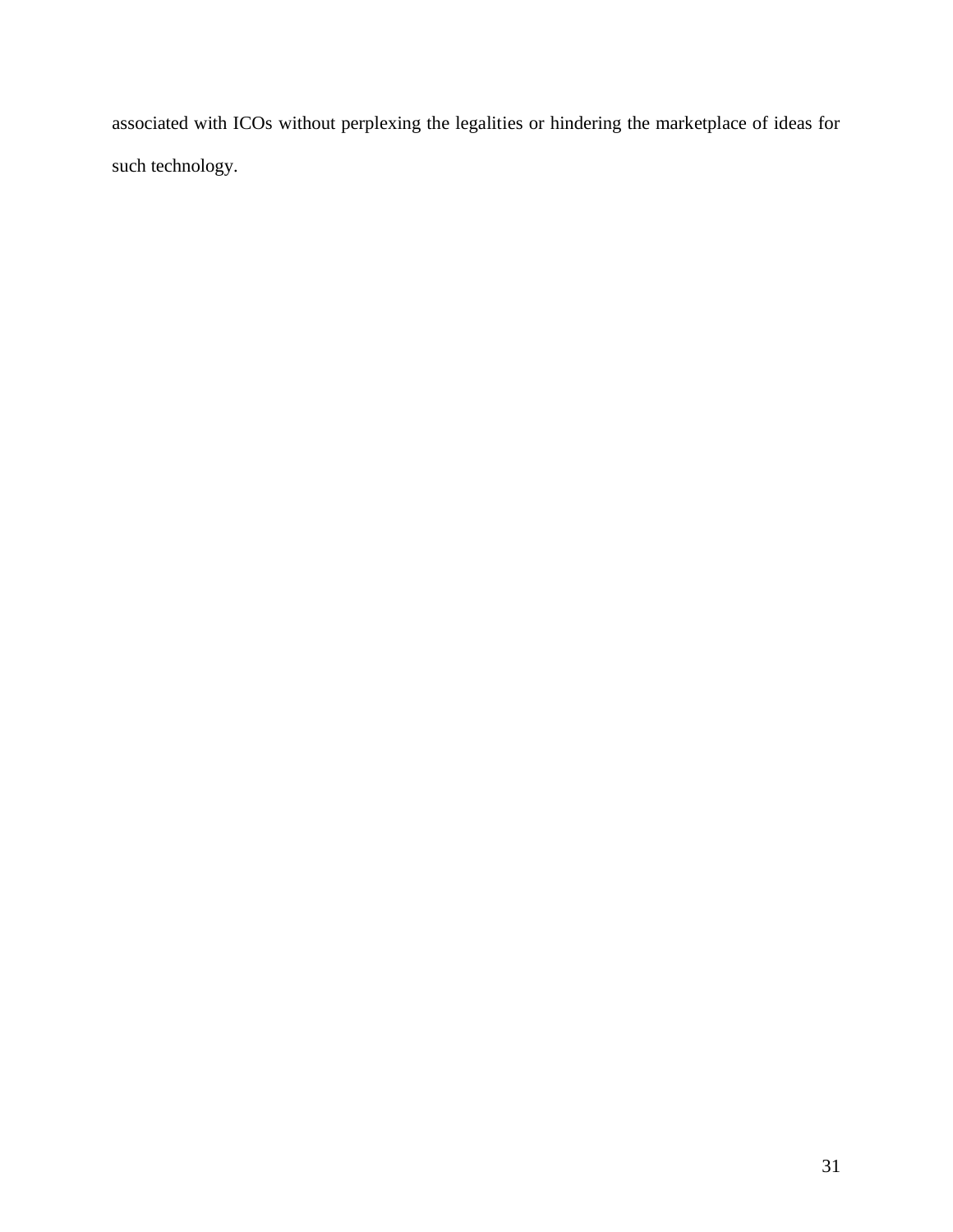associated with ICOs without perplexing the legalities or hindering the marketplace of ideas for such technology.